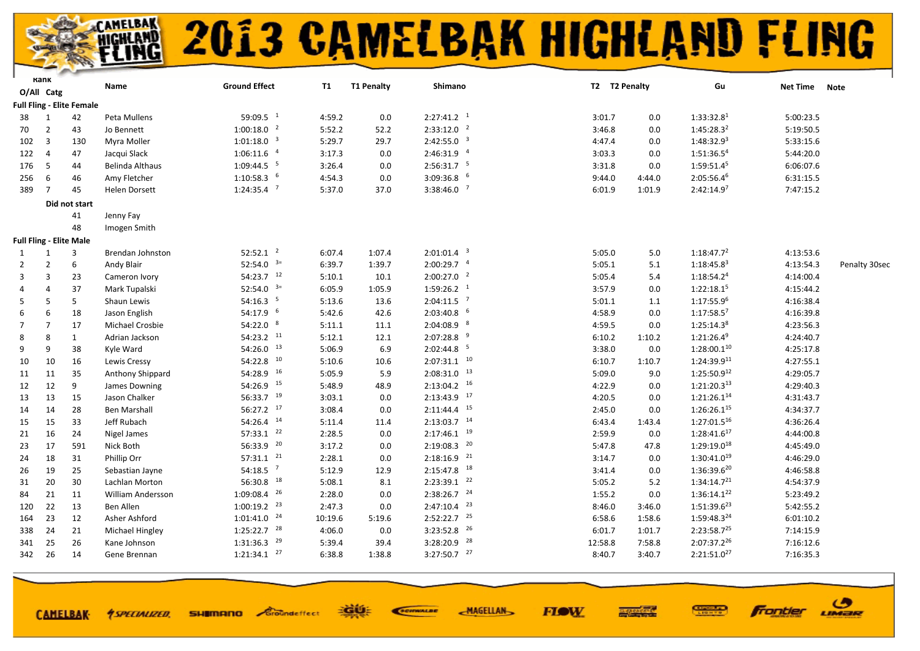# 2013 CAMELBAK HIGHLAND FLING

| Rank O/All | Catg | | Name | Ground Effect | T1 | T1 Penalty | Shimano | T2 | T2 Penalty | Gu | Net Time | Note |
|---|---|---|---|---|---|---|---|---|---|---|---|---|
| **Full Fling - Elite Female** | | | | | | | | | | | | |
| 38 | 1 | 42 | Peta Mullens | 59:09.5 [1] | 4:59.2 | 0.0 | 2:27:41.2 [1] | 3:01.7 | 0.0 | 1:33:32.8[1] | 5:00:23.5 | |
| 70 | 2 | 43 | Jo Bennett | 1:00:18.0 [2] | 5:52.2 | 52.2 | 2:33:12.0 [2] | 3:46.8 | 0.0 | 1:45:28.3[2] | 5:19:50.5 | |
| 102 | 3 | 130 | Myra Moller | 1:01:18.0 [3] | 5:29.7 | 29.7 | 2:42:55.0 [3] | 4:47.4 | 0.0 | 1:48:32.9[3] | 5:33:15.6 | |
| 122 | 4 | 47 | Jacqui Slack | 1:06:11.6 [4] | 3:17.3 | 0.0 | 2:46:31.9 [4] | 3:03.3 | 0.0 | 1:51:36.5[4] | 5:44:20.0 | |
| 176 | 5 | 44 | Belinda Althaus | 1:09:44.5 [5] | 3:26.4 | 0.0 | 2:56:31.7 [5] | 3:31.8 | 0.0 | 1:59:51.4[5] | 6:06:07.6 | |
| 256 | 6 | 46 | Amy Fletcher | 1:10:58.3 [6] | 4:54.3 | 0.0 | 3:09:36.8 [6] | 9:44.0 | 4:44.0 | 2:05:56.4[6] | 6:31:15.5 | |
| 389 | 7 | 45 | Helen Dorsett | 1:24:35.4 [7] | 5:37.0 | 37.0 | 3:38:46.0 [7] | 6:01.9 | 1:01.9 | 2:42:14.9[7] | 7:47:15.2 | |
| | **Did not start** | | | | | | | | | | | |
| | | 41 | Jenny Fay | | | | | | | | | |
| | | 48 | Imogen Smith | | | | | | | | | |
| **Full Fling - Elite Male** | | | | | | | | | | | | |
| 1 | 1 | 3 | Brendan Johnston | 52:52.1 [2] | 6:07.4 | 1:07.4 | 2:01:01.4 [3] | 5:05.0 | 5.0 | 1:18:47.7[2] | 4:13:53.6 | |
| 2 | 2 | 6 | Andy Blair | 52:54.0 [3=] | 6:39.7 | 1:39.7 | 2:00:29.7 [4] | 5:05.1 | 5.1 | 1:18:45.8[3] | 4:13:54.3 | Penalty 30sec |
| 3 | 3 | 23 | Cameron Ivory | 54:23.7 [12] | 5:10.1 | 10.1 | 2:00:27.0 [2] | 5:05.4 | 5.4 | 1:18:54.2[4] | 4:14:00.4 | |
| 4 | 4 | 37 | Mark Tupalski | 52:54.0 [3=] | 6:05.9 | 1:05.9 | 1:59:26.2 [1] | 3:57.9 | 0.0 | 1:22:18.1[5] | 4:15:44.2 | |
| 5 | 5 | 5 | Shaun Lewis | 54:16.3 [5] | 5:13.6 | 13.6 | 2:04:11.5 [7] | 5:01.1 | 1.1 | 1:17:55.9[6] | 4:16:38.4 | |
| 6 | 6 | 18 | Jason English | 54:17.9 [6] | 5:42.6 | 42.6 | 2:03:40.8 [6] | 4:58.9 | 0.0 | 1:17:58.5[7] | 4:16:39.8 | |
| 7 | 7 | 17 | Michael Crosbie | 54:22.0 [8] | 5:11.1 | 11.1 | 2:04:08.9 [8] | 4:59.5 | 0.0 | 1:25:14.3[8] | 4:23:56.3 | |
| 8 | 8 | 1 | Adrian Jackson | 54:23.2 [11] | 5:12.1 | 12.1 | 2:07:28.8 [9] | 6:10.2 | 1:10.2 | 1:21:26.4[9] | 4:24:40.7 | |
| 9 | 9 | 38 | Kyle Ward | 54:26.0 [13] | 5:06.9 | 6.9 | 2:02:44.8 [5] | 3:38.0 | 0.0 | 1:28:00.1[10] | 4:25:17.8 | |
| 10 | 10 | 16 | Lewis Cressy | 54:22.8 [10] | 5:10.6 | 10.6 | 2:07:31.1 [10] | 6:10.7 | 1:10.7 | 1:24:39.9[11] | 4:27:55.1 | |
| 11 | 11 | 35 | Anthony Shippard | 54:28.9 [16] | 5:05.9 | 5.9 | 2:08:31.0 [13] | 5:09.0 | 9.0 | 1:25:50.9[12] | 4:29:05.7 | |
| 12 | 12 | 9 | James Downing | 54:26.9 [15] | 5:48.9 | 48.9 | 2:13:04.2 [16] | 4:22.9 | 0.0 | 1:21:20.3[13] | 4:29:40.3 | |
| 13 | 13 | 15 | Jason Chalker | 56:33.7 [19] | 3:03.1 | 0.0 | 2:13:43.9 [17] | 4:20.5 | 0.0 | 1:21:26.1[14] | 4:31:43.7 | |
| 14 | 14 | 28 | Ben Marshall | 56:27.2 [17] | 3:08.4 | 0.0 | 2:11:44.4 [15] | 2:45.0 | 0.0 | 1:26:26.1[15] | 4:34:37.7 | |
| 15 | 15 | 33 | Jeff Rubach | 54:26.4 [14] | 5:11.4 | 11.4 | 2:13:03.7 [14] | 6:43.4 | 1:43.4 | 1:27:01.5[16] | 4:36:26.4 | |
| 21 | 16 | 24 | Nigel James | 57:33.1 [22] | 2:28.5 | 0.0 | 2:17:46.1 [19] | 2:59.9 | 0.0 | 1:28:41.6[17] | 4:44:00.8 | |
| 23 | 17 | 591 | Nick Both | 56:33.9 [20] | 3:17.2 | 0.0 | 2:19:08.3 [20] | 5:47.8 | 47.8 | 1:29:19.0[18] | 4:45:49.0 | |
| 24 | 18 | 31 | Phillip Orr | 57:31.1 [21] | 2:28.1 | 0.0 | 2:18:16.9 [21] | 3:14.7 | 0.0 | 1:30:41.0[19] | 4:46:29.0 | |
| 26 | 19 | 25 | Sebastian Jayne | 54:18.5 [7] | 5:12.9 | 12.9 | 2:15:47.8 [18] | 3:41.4 | 0.0 | 1:36:39.6[20] | 4:46:58.8 | |
| 31 | 20 | 30 | Lachlan Morton | 56:30.8 [18] | 5:08.1 | 8.1 | 2:23:39.1 [22] | 5:05.2 | 5.2 | 1:34:14.7[21] | 4:54:37.9 | |
| 84 | 21 | 11 | William Andersson | 1:09:08.4 [26] | 2:28.0 | 0.0 | 2:38:26.7 [24] | 1:55.2 | 0.0 | 1:36:14.1[22] | 5:23:49.2 | |
| 120 | 22 | 13 | Ben Allen | 1:00:19.2 [23] | 2:47.3 | 0.0 | 2:47:10.4 [23] | 8:46.0 | 3:46.0 | 1:51:39.6[23] | 5:42:55.2 | |
| 164 | 23 | 12 | Asher Ashford | 1:01:41.0 [24] | 10:19.6 | 5:19.6 | 2:52:22.7 [25] | 6:58.6 | 1:58.6 | 1:59:48.3[24] | 6:01:10.2 | |
| 338 | 24 | 21 | Michael Hingley | 1:25:22.7 [28] | 4:06.0 | 0.0 | 3:23:52.8 [26] | 6:01.7 | 1:01.7 | 2:23:58.7[25] | 7:14:15.9 | |
| 341 | 25 | 26 | Kane Johnson | 1:31:36.3 [29] | 5:39.4 | 39.4 | 3:28:20.9 [28] | 12:58.8 | 7:58.8 | 2:07:37.2[26] | 7:16:12.6 | |
| 342 | 26 | 14 | Gene Brennan | 1:21:34.1 [27] | 6:38.8 | 1:38.8 | 3:27:50.7 [27] | 8:40.7 | 3:40.7 | 2:21:51.0[27] | 7:16:35.3 | |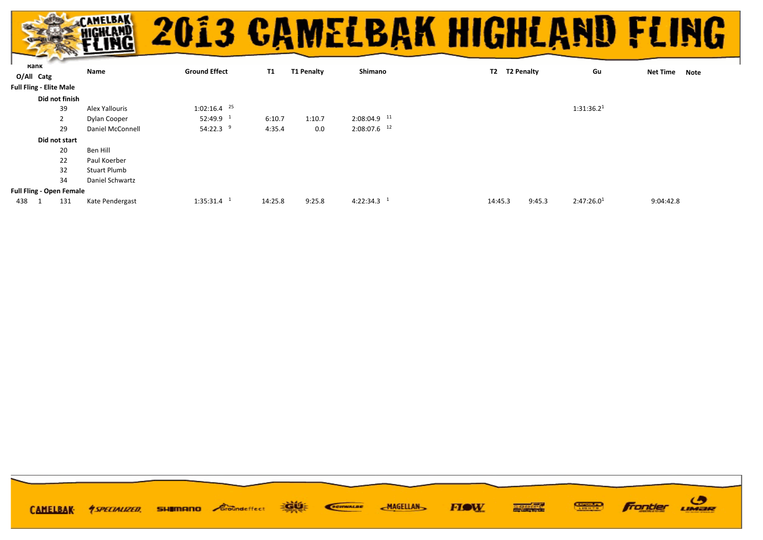# 2013 CAMELBAK HIGHLAND FLING

| Rank O/All | Catg | | Name | Ground Effect | T1 | T1 Penalty | Shimano | T2 | T2 Penalty | Gu | Net Time | Note |
|---|---|---|---|---|---|---|---|---|---|---|---|---|
| **Full Fling - Elite Male** | | | | | | | | | | | | |
| | **Did not finish** | | | | | | | | | | | |
| | | 39 | Alex Yallouris | 1:02:16.4 [25] | | | | | | 1:31:36.2[1] | | |
| | | 2 | Dylan Cooper | 52:49.9 [1] | 6:10.7 | 1:10.7 | 2:08:04.9 [11] | | | | | |
| | | 29 | Daniel McConnell | 54:22.3 [9] | 4:35.4 | 0.0 | 2:08:07.6 [12] | | | | | |
| | **Did not start** | | | | | | | | | | | |
| | | 20 | Ben Hill | | | | | | | | | |
| | | 22 | Paul Koerber | | | | | | | | | |
| | | 32 | Stuart Plumb | | | | | | | | | |
| | | 34 | Daniel Schwartz | | | | | | | | | |
| **Full Fling - Open Female** | | | | | | | | | | | | |
| 438 | 1 | 131 | Kate Pendergast | 1:35:31.4 [1] | 14:25.8 | 9:25.8 | 4:22:34.3 [1] | 14:45.3 | 9:45.3 | 2:47:26.0[1] | 9:04:42.8 | |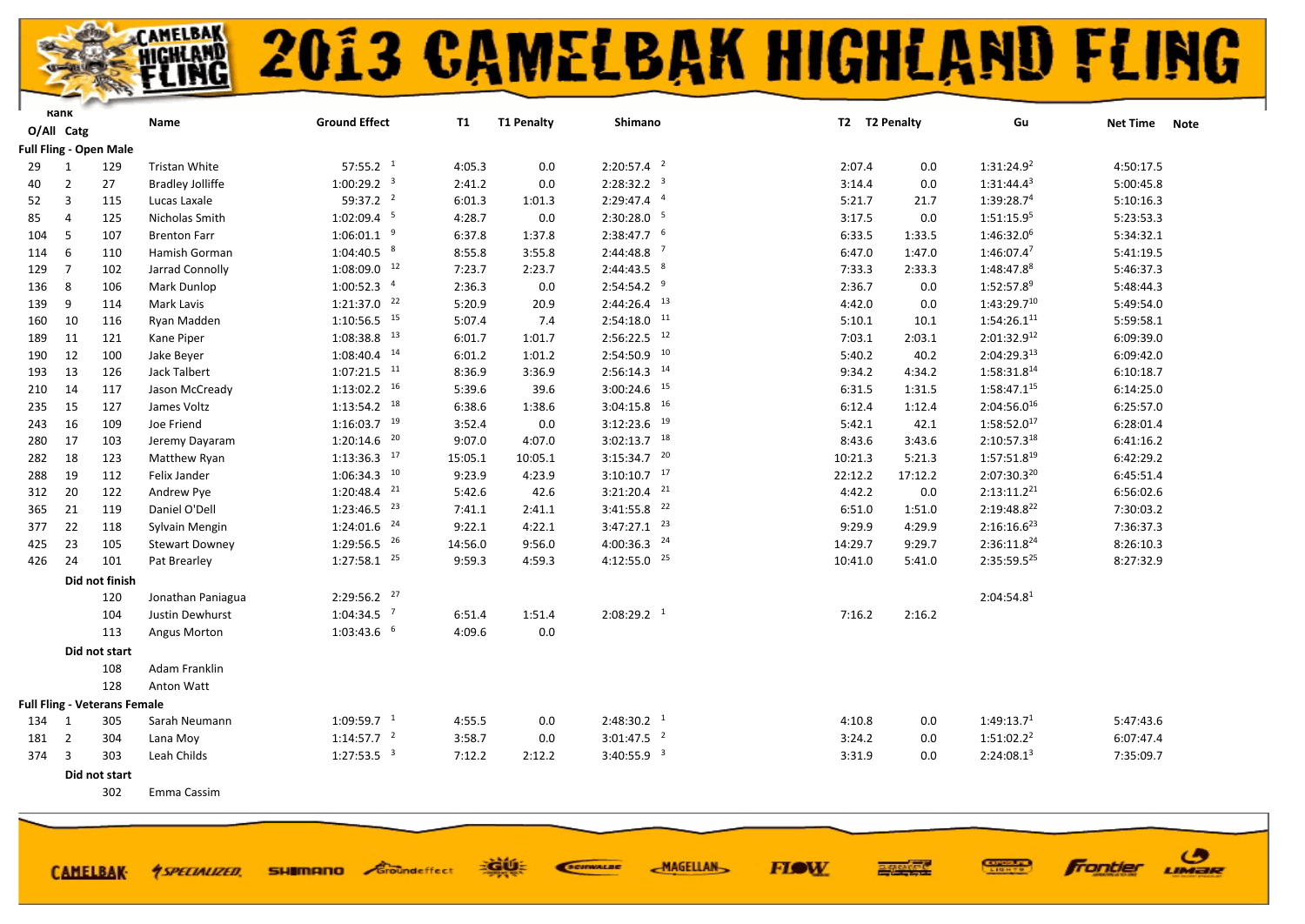# 2013 CAMELBAK HIGHLAND FLING

| Rank O/All | Rank Catg | | Name | Ground Effect | T1 | T1 Penalty | Shimano | T2 | T2 Penalty | Gu | Net Time | Note |
|---|---|---|---|---|---|---|---|---|---|---|---|---|
| **Full Fling - Open Male** | | | | | | | | | | | | |
| 29 | 1 | 129 | Tristan White | 57:55.2 [1] | 4:05.3 | 0.0 | 2:20:57.4 [2] | 2:07.4 | 0.0 | 1:31:24.9 [2] | 4:50:17.5 | |
| 40 | 2 | 27 | Bradley Jolliffe | 1:00:29.2 [3] | 2:41.2 | 0.0 | 2:28:32.2 [3] | 3:14.4 | 0.0 | 1:31:44.4 [3] | 5:00:45.8 | |
| 52 | 3 | 115 | Lucas Laxale | 59:37.2 [2] | 6:01.3 | 1:01.3 | 2:29:47.4 [4] | 5:21.7 | 21.7 | 1:39:28.7 [4] | 5:10:16.3 | |
| 85 | 4 | 125 | Nicholas Smith | 1:02:09.4 [5] | 4:28.7 | 0.0 | 2:30:28.0 [5] | 3:17.5 | 0.0 | 1:51:15.9 [5] | 5:23:53.3 | |
| 104 | 5 | 107 | Brenton Farr | 1:06:01.1 [9] | 6:37.8 | 1:37.8 | 2:38:47.7 [6] | 6:33.5 | 1:33.5 | 1:46:32.0 [6] | 5:34:32.1 | |
| 114 | 6 | 110 | Hamish Gorman | 1:04:40.5 [8] | 8:55.8 | 3:55.8 | 2:44:48.8 [7] | 6:47.0 | 1:47.0 | 1:46:07.4 [7] | 5:41:19.5 | |
| 129 | 7 | 102 | Jarrad Connolly | 1:08:09.0 [12] | 7:23.7 | 2:23.7 | 2:44:43.5 [8] | 7:33.3 | 2:33.3 | 1:48:47.8 [8] | 5:46:37.3 | |
| 136 | 8 | 106 | Mark Dunlop | 1:00:52.3 [4] | 2:36.3 | 0.0 | 2:54:54.2 [9] | 2:36.7 | 0.0 | 1:52:57.8 [9] | 5:48:44.3 | |
| 139 | 9 | 114 | Mark Lavis | 1:21:37.0 [22] | 5:20.9 | 20.9 | 2:44:26.4 [13] | 4:42.0 | 0.0 | 1:43:29.7 [10] | 5:49:54.0 | |
| 160 | 10 | 116 | Ryan Madden | 1:10:56.5 [15] | 5:07.4 | 7.4 | 2:54:18.0 [11] | 5:10.1 | 10.1 | 1:54:26.1 [11] | 5:59:58.1 | |
| 189 | 11 | 121 | Kane Piper | 1:08:38.8 [13] | 6:01.7 | 1:01.7 | 2:56:22.5 [12] | 7:03.1 | 2:03.1 | 2:01:32.9 [12] | 6:09:39.0 | |
| 190 | 12 | 100 | Jake Beyer | 1:08:40.4 [14] | 6:01.2 | 1:01.2 | 2:54:50.9 [10] | 5:40.2 | 40.2 | 2:04:29.3 [13] | 6:09:42.0 | |
| 193 | 13 | 126 | Jack Talbert | 1:07:21.5 [11] | 8:36.9 | 3:36.9 | 2:56:14.3 [14] | 9:34.2 | 4:34.2 | 1:58:31.8 [14] | 6:10:18.7 | |
| 210 | 14 | 117 | Jason McCready | 1:13:02.2 [16] | 5:39.6 | 39.6 | 3:00:24.6 [15] | 6:31.5 | 1:31.5 | 1:58:47.1 [15] | 6:14:25.0 | |
| 235 | 15 | 127 | James Voltz | 1:13:54.2 [18] | 6:38.6 | 1:38.6 | 3:04:15.8 [16] | 6:12.4 | 1:12.4 | 2:04:56.0 [16] | 6:25:57.0 | |
| 243 | 16 | 109 | Joe Friend | 1:16:03.7 [19] | 3:52.4 | 0.0 | 3:12:23.6 [19] | 5:42.1 | 42.1 | 1:58:52.0 [17] | 6:28:01.4 | |
| 280 | 17 | 103 | Jeremy Dayaram | 1:20:14.6 [20] | 9:07.0 | 4:07.0 | 3:02:13.7 [18] | 8:43.6 | 3:43.6 | 2:10:57.3 [18] | 6:41:16.2 | |
| 282 | 18 | 123 | Matthew Ryan | 1:13:36.3 [17] | 15:05.1 | 10:05.1 | 3:15:34.7 [20] | 10:21.3 | 5:21.3 | 1:57:51.8 [19] | 6:42:29.2 | |
| 288 | 19 | 112 | Felix Jander | 1:06:34.3 [10] | 9:23.9 | 4:23.9 | 3:10:10.7 [17] | 22:12.2 | 17:12.2 | 2:07:30.3 [20] | 6:45:51.4 | |
| 312 | 20 | 122 | Andrew Pye | 1:20:48.4 [21] | 5:42.6 | 42.6 | 3:21:20.4 [21] | 4:42.2 | 0.0 | 2:13:11.2 [21] | 6:56:02.6 | |
| 365 | 21 | 119 | Daniel O'Dell | 1:23:46.5 [23] | 7:41.1 | 2:41.1 | 3:41:55.8 [22] | 6:51.0 | 1:51.0 | 2:19:48.8 [22] | 7:30:03.2 | |
| 377 | 22 | 118 | Sylvain Mengin | 1:24:01.6 [24] | 9:22.1 | 4:22.1 | 3:47:27.1 [23] | 9:29.9 | 4:29.9 | 2:16:16.6 [23] | 7:36:37.3 | |
| 425 | 23 | 105 | Stewart Downey | 1:29:56.5 [26] | 14:56.0 | 9:56.0 | 4:00:36.3 [24] | 14:29.7 | 9:29.7 | 2:36:11.8 [24] | 8:26:10.3 | |
| 426 | 24 | 101 | Pat Brearley | 1:27:58.1 [25] | 9:59.3 | 4:59.3 | 4:12:55.0 [25] | 10:41.0 | 5:41.0 | 2:35:59.5 [25] | 8:27:32.9 | |
| | **Did not finish** | | | | | | | | | | | |
| | | 120 | Jonathan Paniagua | 2:29:56.2 [27] | | | | | | 2:04:54.8 [1] | | |
| | | 104 | Justin Dewhurst | 1:04:34.5 [7] | 6:51.4 | 1:51.4 | 2:08:29.2 [1] | 7:16.2 | 2:16.2 | | | |
| | | 113 | Angus Morton | 1:03:43.6 [6] | 4:09.6 | 0.0 | | | | | | |
| | **Did not start** | | | | | | | | | | | |
| | | 108 | Adam Franklin | | | | | | | | | |
| | | 128 | Anton Watt | | | | | | | | | |
| **Full Fling - Veterans Female** | | | | | | | | | | | | |
| 134 | 1 | 305 | Sarah Neumann | 1:09:59.7 [1] | 4:55.5 | 0.0 | 2:48:30.2 [1] | 4:10.8 | 0.0 | 1:49:13.7 [1] | 5:47:43.6 | |
| 181 | 2 | 304 | Lana Moy | 1:14:57.7 [2] | 3:58.7 | 0.0 | 3:01:47.5 [2] | 3:24.2 | 0.0 | 1:51:02.2 [2] | 6:07:47.4 | |
| 374 | 3 | 303 | Leah Childs | 1:27:53.5 [3] | 7:12.2 | 2:12.2 | 3:40:55.9 [3] | 3:31.9 | 0.0 | 2:24:08.1 [3] | 7:35:09.7 | |
| | **Did not start** | | | | | | | | | | | |
| | | 302 | Emma Cassim | | | | | | | | | |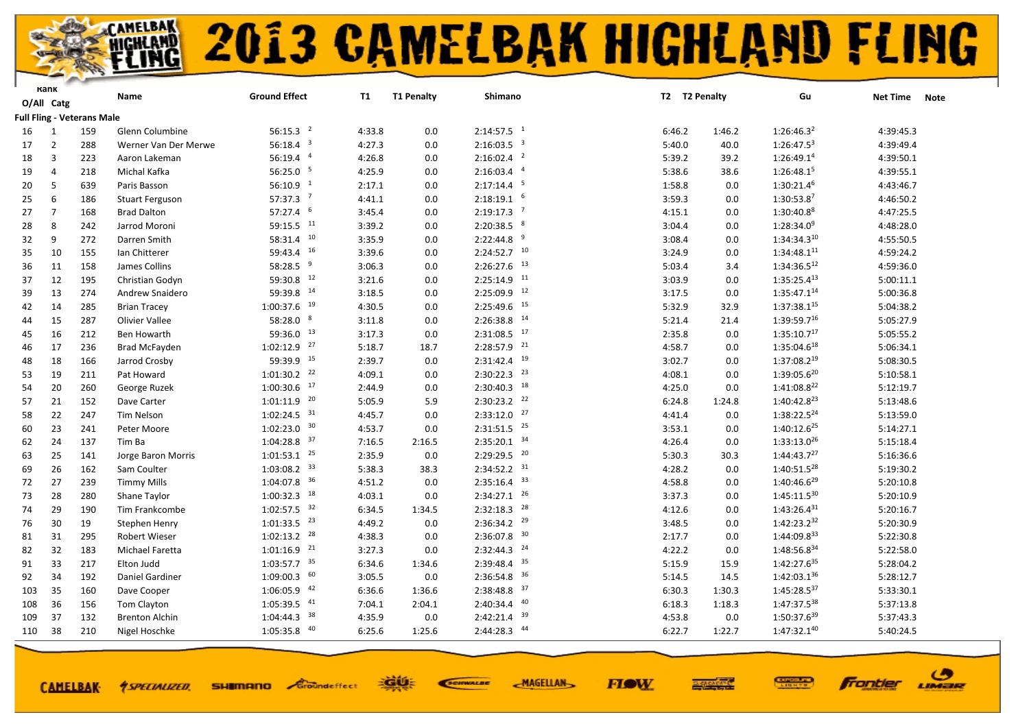# 2013 CAMELBAK HIGHLAND FLING

| Rank O/All | Rank Catg | | Name | Ground Effect | | T1 | T1 Penalty | Shimano | | T2 | T2 Penalty | Gu | | Net Time | Note |
|---|---|---|---|---|---|---|---|---|---|---|---|---|---|---|---|
| **Full Fling - Veterans Male** | | | | | | | | | | | | | | | |
| 16 | 1 | 159 | Glenn Columbine | 56:15.3 | 2 | 4:33.8 | 0.0 | 2:14:57.5 | 1 | 6:46.2 | 1:46.2 | 1:26:46.3 | 2 | 4:39:45.3 | |
| 17 | 2 | 288 | Werner Van Der Merwe | 56:18.4 | 3 | 4:27.3 | 0.0 | 2:16:03.5 | 3 | 5:40.0 | 40.0 | 1:26:47.5 | 3 | 4:39:49.4 | |
| 18 | 3 | 223 | Aaron Lakeman | 56:19.4 | 4 | 4:26.8 | 0.0 | 2:16:02.4 | 2 | 5:39.2 | 39.2 | 1:26:49.1 | 4 | 4:39:50.1 | |
| 19 | 4 | 218 | Michal Kafka | 56:25.0 | 5 | 4:25.9 | 0.0 | 2:16:03.4 | 4 | 5:38.6 | 38.6 | 1:26:48.1 | 5 | 4:39:55.1 | |
| 20 | 5 | 639 | Paris Basson | 56:10.9 | 1 | 2:17.1 | 0.0 | 2:17:14.4 | 5 | 1:58.8 | 0.0 | 1:30:21.4 | 6 | 4:43:46.7 | |
| 25 | 6 | 186 | Stuart Ferguson | 57:37.3 | 7 | 4:41.1 | 0.0 | 2:18:19.1 | 6 | 3:59.3 | 0.0 | 1:30:53.8 | 7 | 4:46:50.2 | |
| 27 | 7 | 168 | Brad Dalton | 57:27.4 | 6 | 3:45.4 | 0.0 | 2:19:17.3 | 7 | 4:15.1 | 0.0 | 1:30:40.8 | 8 | 4:47:25.5 | |
| 28 | 8 | 242 | Jarrod Moroni | 59:15.5 | 11 | 3:39.2 | 0.0 | 2:20:38.5 | 8 | 3:04.4 | 0.0 | 1:28:34.0 | 9 | 4:48:28.0 | |
| 32 | 9 | 272 | Darren Smith | 58:31.4 | 10 | 3:35.9 | 0.0 | 2:22:44.8 | 9 | 3:08.4 | 0.0 | 1:34:34.3 | 10 | 4:55:50.5 | |
| 35 | 10 | 155 | Ian Chitterer | 59:43.4 | 16 | 3:39.6 | 0.0 | 2:24:52.7 | 10 | 3:24.9 | 0.0 | 1:34:48.1 | 11 | 4:59:24.2 | |
| 36 | 11 | 158 | James Collins | 58:28.5 | 9 | 3:06.3 | 0.0 | 2:26:27.6 | 13 | 5:03.4 | 3.4 | 1:34:36.5 | 12 | 4:59:36.0 | |
| 37 | 12 | 195 | Christian Godyn | 59:30.8 | 12 | 3:21.6 | 0.0 | 2:25:14.9 | 11 | 3:03.9 | 0.0 | 1:35:25.4 | 13 | 5:00:11.1 | |
| 39 | 13 | 274 | Andrew Snaidero | 59:39.8 | 14 | 3:18.5 | 0.0 | 2:25:09.9 | 12 | 3:17.5 | 0.0 | 1:35:47.1 | 14 | 5:00:36.8 | |
| 42 | 14 | 285 | Brian Tracey | 1:00:37.6 | 19 | 4:30.5 | 0.0 | 2:25:49.6 | 15 | 5:32.9 | 32.9 | 1:37:38.1 | 15 | 5:04:38.2 | |
| 44 | 15 | 287 | Olivier Vallee | 58:28.0 | 8 | 3:11.8 | 0.0 | 2:26:38.8 | 14 | 5:21.4 | 21.4 | 1:39:59.7 | 16 | 5:05:27.9 | |
| 45 | 16 | 212 | Ben Howarth | 59:36.0 | 13 | 3:17.3 | 0.0 | 2:31:08.5 | 17 | 2:35.8 | 0.0 | 1:35:10.7 | 17 | 5:05:55.2 | |
| 46 | 17 | 236 | Brad McFayden | 1:02:12.9 | 27 | 5:18.7 | 18.7 | 2:28:57.9 | 21 | 4:58.7 | 0.0 | 1:35:04.6 | 18 | 5:06:34.1 | |
| 48 | 18 | 166 | Jarrod Crosby | 59:39.9 | 15 | 2:39.7 | 0.0 | 2:31:42.4 | 19 | 3:02.7 | 0.0 | 1:37:08.2 | 19 | 5:08:30.5 | |
| 53 | 19 | 211 | Pat Howard | 1:01:30.2 | 22 | 4:09.1 | 0.0 | 2:30:22.3 | 23 | 4:08.1 | 0.0 | 1:39:05.6 | 20 | 5:10:58.1 | |
| 54 | 20 | 260 | George Ruzek | 1:00:30.6 | 17 | 2:44.9 | 0.0 | 2:30:40.3 | 18 | 4:25.0 | 0.0 | 1:41:08.8 | 22 | 5:12:19.7 | |
| 57 | 21 | 152 | Dave Carter | 1:01:11.9 | 20 | 5:05.9 | 5.9 | 2:30:23.2 | 22 | 6:24.8 | 1:24.8 | 1:40:42.8 | 23 | 5:13:48.6 | |
| 58 | 22 | 247 | Tim Nelson | 1:02:24.5 | 31 | 4:45.7 | 0.0 | 2:33:12.0 | 27 | 4:41.4 | 0.0 | 1:38:22.5 | 24 | 5:13:59.0 | |
| 60 | 23 | 241 | Peter Moore | 1:02:23.0 | 30 | 4:53.7 | 0.0 | 2:31:51.5 | 25 | 3:53.1 | 0.0 | 1:40:12.6 | 25 | 5:14:27.1 | |
| 62 | 24 | 137 | Tim Ba | 1:04:28.8 | 37 | 7:16.5 | 2:16.5 | 2:35:20.1 | 34 | 4:26.4 | 0.0 | 1:33:13.0 | 26 | 5:15:18.4 | |
| 63 | 25 | 141 | Jorge Baron Morris | 1:01:53.1 | 25 | 2:35.9 | 0.0 | 2:29:29.5 | 20 | 5:30.3 | 30.3 | 1:44:43.7 | 27 | 5:16:36.6 | |
| 69 | 26 | 162 | Sam Coulter | 1:03:08.2 | 33 | 5:38.3 | 38.3 | 2:34:52.2 | 31 | 4:28.2 | 0.0 | 1:40:51.5 | 28 | 5:19:30.2 | |
| 72 | 27 | 239 | Timmy Mills | 1:04:07.8 | 36 | 4:51.2 | 0.0 | 2:35:16.4 | 33 | 4:58.8 | 0.0 | 1:40:46.6 | 29 | 5:20:10.8 | |
| 73 | 28 | 280 | Shane Taylor | 1:00:32.3 | 18 | 4:03.1 | 0.0 | 2:34:27.1 | 26 | 3:37.3 | 0.0 | 1:45:11.5 | 30 | 5:20:10.9 | |
| 74 | 29 | 190 | Tim Frankcombe | 1:02:57.5 | 32 | 6:34.5 | 1:34.5 | 2:32:18.3 | 28 | 4:12.6 | 0.0 | 1:43:26.4 | 31 | 5:20:16.7 | |
| 76 | 30 | 19 | Stephen Henry | 1:01:33.5 | 23 | 4:49.2 | 0.0 | 2:36:34.2 | 29 | 3:48.5 | 0.0 | 1:42:23.2 | 32 | 5:20:30.9 | |
| 81 | 31 | 295 | Robert Wieser | 1:02:13.2 | 28 | 4:38.3 | 0.0 | 2:36:07.8 | 30 | 2:17.7 | 0.0 | 1:44:09.8 | 33 | 5:22:30.8 | |
| 82 | 32 | 183 | Michael Faretta | 1:01:16.9 | 21 | 3:27.3 | 0.0 | 2:32:44.3 | 24 | 4:22.2 | 0.0 | 1:48:56.8 | 34 | 5:22:58.0 | |
| 91 | 33 | 217 | Elton Judd | 1:03:57.7 | 35 | 6:34.6 | 1:34.6 | 2:39:48.4 | 35 | 5:15.9 | 15.9 | 1:42:27.6 | 35 | 5:28:04.2 | |
| 92 | 34 | 192 | Daniel Gardiner | 1:09:00.3 | 60 | 3:05.5 | 0.0 | 2:36:54.8 | 36 | 5:14.5 | 14.5 | 1:42:03.1 | 36 | 5:28:12.7 | |
| 103 | 35 | 160 | Dave Cooper | 1:06:05.9 | 42 | 6:36.6 | 1:36.6 | 2:38:48.8 | 37 | 6:30.3 | 1:30.3 | 1:45:28.5 | 37 | 5:33:30.1 | |
| 108 | 36 | 156 | Tom Clayton | 1:05:39.5 | 41 | 7:04.1 | 2:04.1 | 2:40:34.4 | 40 | 6:18.3 | 1:18.3 | 1:47:37.5 | 38 | 5:37:13.8 | |
| 109 | 37 | 132 | Brenton Alchin | 1:04:44.3 | 38 | 4:35.9 | 0.0 | 2:42:21.4 | 39 | 4:53.8 | 0.0 | 1:50:37.6 | 39 | 5:37:43.3 | |
| 110 | 38 | 210 | Nigel Hoschke | 1:05:35.8 | 40 | 6:25.6 | 1:25.6 | 2:44:28.3 | 44 | 6:22.7 | 1:22.7 | 1:47:32.1 | 40 | 5:40:24.5 | |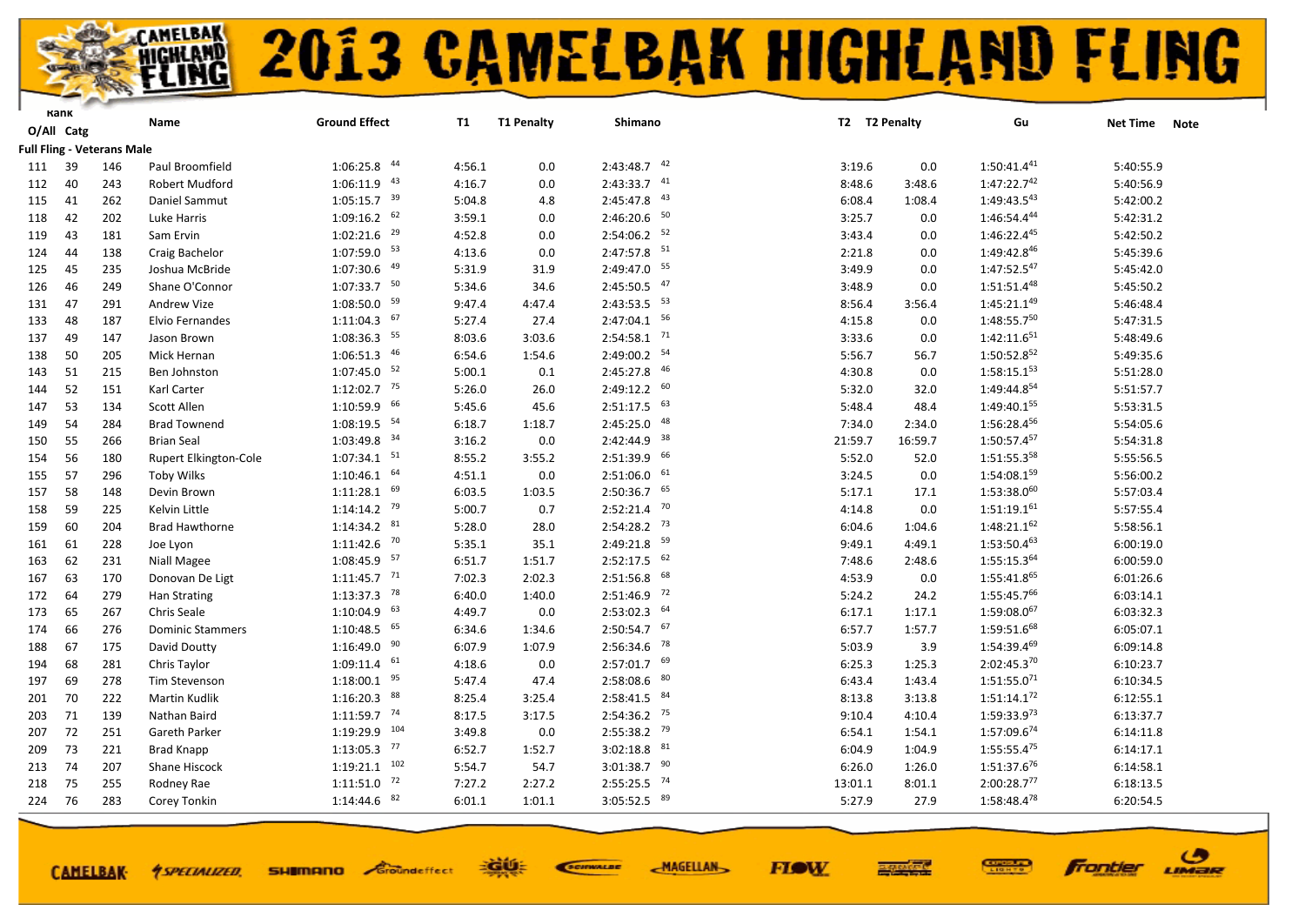# 2013 CAMELBAK HIGHLAND FLING

| Rank O/All | Rank Catg | | Name | Ground Effect | | T1 | T1 Penalty | Shimano | | T2 | T2 Penalty | Gu | | Net Time | Note |
|---|---|---|---|---|---|---|---|---|---|---|---|---|---|---|---|
| **Full Fling - Veterans Male** | | | | | | | | | | | | | | | |
| 111 | 39 | 146 | Paul Broomfield | 1:06:25.8 | 44 | 4:56.1 | 0.0 | 2:43:48.7 | 42 | 3:19.6 | 0.0 | 1:50:41.4 | 41 | 5:40:55.9 | |
| 112 | 40 | 243 | Robert Mudford | 1:06:11.9 | 43 | 4:16.7 | 0.0 | 2:43:33.7 | 41 | 8:48.6 | 3:48.6 | 1:47:22.7 | 42 | 5:40:56.9 | |
| 115 | 41 | 262 | Daniel Sammut | 1:05:15.7 | 39 | 5:04.8 | 4.8 | 2:45:47.8 | 43 | 6:08.4 | 1:08.4 | 1:49:43.5 | 43 | 5:42:00.2 | |
| 118 | 42 | 202 | Luke Harris | 1:09:16.2 | 62 | 3:59.1 | 0.0 | 2:46:20.6 | 50 | 3:25.7 | 0.0 | 1:46:54.4 | 44 | 5:42:31.2 | |
| 119 | 43 | 181 | Sam Ervin | 1:02:21.6 | 29 | 4:52.8 | 0.0 | 2:54:06.2 | 52 | 3:43.4 | 0.0 | 1:46:22.4 | 45 | 5:42:50.2 | |
| 124 | 44 | 138 | Craig Bachelor | 1:07:59.0 | 53 | 4:13.6 | 0.0 | 2:47:57.8 | 51 | 2:21.8 | 0.0 | 1:49:42.8 | 46 | 5:45:39.6 | |
| 125 | 45 | 235 | Joshua McBride | 1:07:30.6 | 49 | 5:31.9 | 31.9 | 2:49:47.0 | 55 | 3:49.9 | 0.0 | 1:47:52.5 | 47 | 5:45:42.0 | |
| 126 | 46 | 249 | Shane O'Connor | 1:07:33.7 | 50 | 5:34.6 | 34.6 | 2:45:50.5 | 47 | 3:48.9 | 0.0 | 1:51:51.4 | 48 | 5:45:50.2 | |
| 131 | 47 | 291 | Andrew Vize | 1:08:50.0 | 59 | 9:47.4 | 4:47.4 | 2:43:53.5 | 53 | 8:56.4 | 3:56.4 | 1:45:21.1 | 49 | 5:46:48.4 | |
| 133 | 48 | 187 | Elvio Fernandes | 1:11:04.3 | 67 | 5:27.4 | 27.4 | 2:47:04.1 | 56 | 4:15.8 | 0.0 | 1:48:55.7 | 50 | 5:47:31.5 | |
| 137 | 49 | 147 | Jason Brown | 1:08:36.3 | 55 | 8:03.6 | 3:03.6 | 2:54:58.1 | 71 | 3:33.6 | 0.0 | 1:42:11.6 | 51 | 5:48:49.6 | |
| 138 | 50 | 205 | Mick Hernan | 1:06:51.3 | 46 | 6:54.6 | 1:54.6 | 2:49:00.2 | 54 | 5:56.7 | 56.7 | 1:50:52.8 | 52 | 5:49:35.6 | |
| 143 | 51 | 215 | Ben Johnston | 1:07:45.0 | 52 | 5:00.1 | 0.1 | 2:45:27.8 | 46 | 4:30.8 | 0.0 | 1:58:15.1 | 53 | 5:51:28.0 | |
| 144 | 52 | 151 | Karl Carter | 1:12:02.7 | 75 | 5:26.0 | 26.0 | 2:49:12.2 | 60 | 5:32.0 | 32.0 | 1:49:44.8 | 54 | 5:51:57.7 | |
| 147 | 53 | 134 | Scott Allen | 1:10:59.9 | 66 | 5:45.6 | 45.6 | 2:51:17.5 | 63 | 5:48.4 | 48.4 | 1:49:40.1 | 55 | 5:53:31.5 | |
| 149 | 54 | 284 | Brad Townend | 1:08:19.5 | 54 | 6:18.7 | 1:18.7 | 2:45:25.0 | 48 | 7:34.0 | 2:34.0 | 1:56:28.4 | 56 | 5:54:05.6 | |
| 150 | 55 | 266 | Brian Seal | 1:03:49.8 | 34 | 3:16.2 | 0.0 | 2:42:44.9 | 38 | 21:59.7 | 16:59.7 | 1:50:57.4 | 57 | 5:54:31.8 | |
| 154 | 56 | 180 | Rupert Elkington-Cole | 1:07:34.1 | 51 | 8:55.2 | 3:55.2 | 2:51:39.9 | 66 | 5:52.0 | 52.0 | 1:51:55.3 | 58 | 5:55:56.5 | |
| 155 | 57 | 296 | Toby Wilks | 1:10:46.1 | 64 | 4:51.1 | 0.0 | 2:51:06.0 | 61 | 3:24.5 | 0.0 | 1:54:08.1 | 59 | 5:56:00.2 | |
| 157 | 58 | 148 | Devin Brown | 1:11:28.1 | 69 | 6:03.5 | 1:03.5 | 2:50:36.7 | 65 | 5:17.1 | 17.1 | 1:53:38.0 | 60 | 5:57:03.4 | |
| 158 | 59 | 225 | Kelvin Little | 1:14:14.2 | 79 | 5:00.7 | 0.7 | 2:52:21.4 | 70 | 4:14.8 | 0.0 | 1:51:19.1 | 61 | 5:57:55.4 | |
| 159 | 60 | 204 | Brad Hawthorne | 1:14:34.2 | 81 | 5:28.0 | 28.0 | 2:54:28.2 | 73 | 6:04.6 | 1:04.6 | 1:48:21.1 | 62 | 5:58:56.1 | |
| 161 | 61 | 228 | Joe Lyon | 1:11:42.6 | 70 | 5:35.1 | 35.1 | 2:49:21.8 | 59 | 9:49.1 | 4:49.1 | 1:53:50.4 | 63 | 6:00:19.0 | |
| 163 | 62 | 231 | Niall Magee | 1:08:45.9 | 57 | 6:51.7 | 1:51.7 | 2:52:17.5 | 62 | 7:48.6 | 2:48.6 | 1:55:15.3 | 64 | 6:00:59.0 | |
| 167 | 63 | 170 | Donovan De Ligt | 1:11:45.7 | 71 | 7:02.3 | 2:02.3 | 2:51:56.8 | 68 | 4:53.9 | 0.0 | 1:55:41.8 | 65 | 6:01:26.6 | |
| 172 | 64 | 279 | Han Strating | 1:13:37.3 | 78 | 6:40.0 | 1:40.0 | 2:51:46.9 | 72 | 5:24.2 | 24.2 | 1:55:45.7 | 66 | 6:03:14.1 | |
| 173 | 65 | 267 | Chris Seale | 1:10:04.9 | 63 | 4:49.7 | 0.0 | 2:53:02.3 | 64 | 6:17.1 | 1:17.1 | 1:59:08.0 | 67 | 6:03:32.3 | |
| 174 | 66 | 276 | Dominic Stammers | 1:10:48.5 | 65 | 6:34.6 | 1:34.6 | 2:50:54.7 | 67 | 6:57.7 | 1:57.7 | 1:59:51.6 | 68 | 6:05:07.1 | |
| 188 | 67 | 175 | David Doutty | 1:16:49.0 | 90 | 6:07.9 | 1:07.9 | 2:56:34.6 | 78 | 5:03.9 | 3.9 | 1:54:39.4 | 69 | 6:09:14.8 | |
| 194 | 68 | 281 | Chris Taylor | 1:09:11.4 | 61 | 4:18.6 | 0.0 | 2:57:01.7 | 69 | 6:25.3 | 1:25.3 | 2:02:45.3 | 70 | 6:10:23.7 | |
| 197 | 69 | 278 | Tim Stevenson | 1:18:00.1 | 95 | 5:47.4 | 47.4 | 2:58:08.6 | 80 | 6:43.4 | 1:43.4 | 1:51:55.0 | 71 | 6:10:34.5 | |
| 201 | 70 | 222 | Martin Kudlik | 1:16:20.3 | 88 | 8:25.4 | 3:25.4 | 2:58:41.5 | 84 | 8:13.8 | 3:13.8 | 1:51:14.1 | 72 | 6:12:55.1 | |
| 203 | 71 | 139 | Nathan Baird | 1:11:59.7 | 74 | 8:17.5 | 3:17.5 | 2:54:36.2 | 75 | 9:10.4 | 4:10.4 | 1:59:33.9 | 73 | 6:13:37.7 | |
| 207 | 72 | 251 | Gareth Parker | 1:19:29.9 | 104 | 3:49.8 | 0.0 | 2:55:38.2 | 79 | 6:54.1 | 1:54.1 | 1:57:09.6 | 74 | 6:14:11.8 | |
| 209 | 73 | 221 | Brad Knapp | 1:13:05.3 | 77 | 6:52.7 | 1:52.7 | 3:02:18.8 | 81 | 6:04.9 | 1:04.9 | 1:55:55.4 | 75 | 6:14:17.1 | |
| 213 | 74 | 207 | Shane Hiscock | 1:19:21.1 | 102 | 5:54.7 | 54.7 | 3:01:38.7 | 90 | 6:26.0 | 1:26.0 | 1:51:37.6 | 76 | 6:14:58.1 | |
| 218 | 75 | 255 | Rodney Rae | 1:11:51.0 | 72 | 7:27.2 | 2:27.2 | 2:55:25.5 | 74 | 13:01.1 | 8:01.1 | 2:00:28.7 | 77 | 6:18:13.5 | |
| 224 | 76 | 283 | Corey Tonkin | 1:14:44.6 | 82 | 6:01.1 | 1:01.1 | 3:05:52.5 | 89 | 5:27.9 | 27.9 | 1:58:48.4 | 78 | 6:20:54.5 | |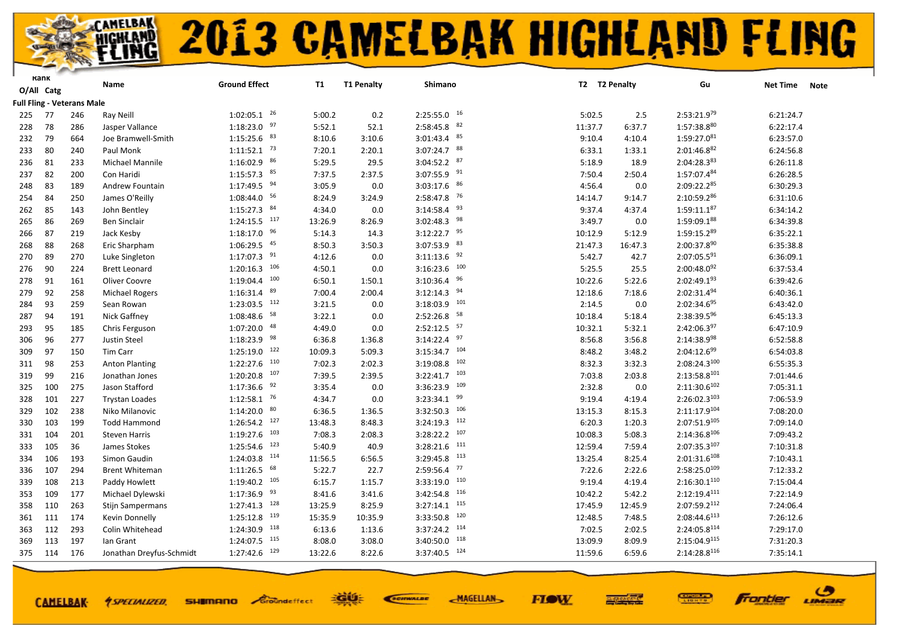# 2013 CAMELBAK HIGHLAND FLING

| Rank O/All | Rank Catg | | Name | Ground Effect | | T1 | T1 Penalty | Shimano | | T2 | T2 Penalty | Gu | | Net Time | Note |
|---|---|---|---|---|---|---|---|---|---|---|---|---|---|---|---|
| **Full Fling - Veterans Male** | | | | | | | | | | | | | | | |
| 225 | 77 | 246 | Ray Neill | 1:02:05.1 | 26 | 5:00.2 | 0.2 | 2:25:55.0 | 16 | 5:02.5 | 2.5 | 2:53:21.9 | 79 | 6:21:24.7 | |
| 228 | 78 | 286 | Jasper Vallance | 1:18:23.0 | 97 | 5:52.1 | 52.1 | 2:58:45.8 | 82 | 11:37.7 | 6:37.7 | 1:57:38.8 | 80 | 6:22:17.4 | |
| 232 | 79 | 664 | Joe Bramwell-Smith | 1:15:25.6 | 83 | 8:10.6 | 3:10.6 | 3:01:43.4 | 85 | 9:10.4 | 4:10.4 | 1:59:27.0 | 81 | 6:23:57.0 | |
| 233 | 80 | 240 | Paul Monk | 1:11:52.1 | 73 | 7:20.1 | 2:20.1 | 3:07:24.7 | 88 | 6:33.1 | 1:33.1 | 2:01:46.8 | 82 | 6:24:56.8 | |
| 236 | 81 | 233 | Michael Mannile | 1:16:02.9 | 86 | 5:29.5 | 29.5 | 3:04:52.2 | 87 | 5:18.9 | 18.9 | 2:04:28.3 | 83 | 6:26:11.8 | |
| 237 | 82 | 200 | Con Haridi | 1:15:57.3 | 85 | 7:37.5 | 2:37.5 | 3:07:55.9 | 91 | 7:50.4 | 2:50.4 | 1:57:07.4 | 84 | 6:26:28.5 | |
| 248 | 83 | 189 | Andrew Fountain | 1:17:49.5 | 94 | 3:05.9 | 0.0 | 3:03:17.6 | 86 | 4:56.4 | 0.0 | 2:09:22.2 | 85 | 6:30:29.3 | |
| 254 | 84 | 250 | James O'Reilly | 1:08:44.0 | 56 | 8:24.9 | 3:24.9 | 2:58:47.8 | 76 | 14:14.7 | 9:14.7 | 2:10:59.2 | 86 | 6:31:10.6 | |
| 262 | 85 | 143 | John Bentley | 1:15:27.3 | 84 | 4:34.0 | 0.0 | 3:14:58.4 | 93 | 9:37.4 | 4:37.4 | 1:59:11.1 | 87 | 6:34:14.2 | |
| 265 | 86 | 269 | Ben Sinclair | 1:24:15.5 | 117 | 13:26.9 | 8:26.9 | 3:02:48.3 | 98 | 3:49.7 | 0.0 | 1:59:09.1 | 88 | 6:34:39.8 | |
| 266 | 87 | 219 | Jack Kesby | 1:18:17.0 | 96 | 5:14.3 | 14.3 | 3:12:22.7 | 95 | 10:12.9 | 5:12.9 | 1:59:15.2 | 89 | 6:35:22.1 | |
| 268 | 88 | 268 | Eric Sharpham | 1:06:29.5 | 45 | 8:50.3 | 3:50.3 | 3:07:53.9 | 83 | 21:47.3 | 16:47.3 | 2:00:37.8 | 90 | 6:35:38.8 | |
| 270 | 89 | 270 | Luke Singleton | 1:17:07.3 | 91 | 4:12.6 | 0.0 | 3:11:13.6 | 92 | 5:42.7 | 42.7 | 2:07:05.5 | 91 | 6:36:09.1 | |
| 276 | 90 | 224 | Brett Leonard | 1:20:16.3 | 106 | 4:50.1 | 0.0 | 3:16:23.6 | 100 | 5:25.5 | 25.5 | 2:00:48.0 | 92 | 6:37:53.4 | |
| 278 | 91 | 161 | Oliver Coovre | 1:19:04.4 | 100 | 6:50.1 | 1:50.1 | 3:10:36.4 | 96 | 10:22.6 | 5:22.6 | 2:02:49.1 | 93 | 6:39:42.6 | |
| 279 | 92 | 258 | Michael Rogers | 1:16:31.4 | 89 | 7:00.4 | 2:00.4 | 3:12:14.3 | 94 | 12:18.6 | 7:18.6 | 2:02:31.4 | 94 | 6:40:36.1 | |
| 284 | 93 | 259 | Sean Rowan | 1:23:03.5 | 112 | 3:21.5 | 0.0 | 3:18:03.9 | 101 | 2:14.5 | 0.0 | 2:02:34.6 | 95 | 6:43:42.0 | |
| 287 | 94 | 191 | Nick Gaffney | 1:08:48.6 | 58 | 3:22.1 | 0.0 | 2:52:26.8 | 58 | 10:18.4 | 5:18.4 | 2:38:39.5 | 96 | 6:45:13.3 | |
| 293 | 95 | 185 | Chris Ferguson | 1:07:20.0 | 48 | 4:49.0 | 0.0 | 2:52:12.5 | 57 | 10:32.1 | 5:32.1 | 2:42:06.3 | 97 | 6:47:10.9 | |
| 306 | 96 | 277 | Justin Steel | 1:18:23.9 | 98 | 6:36.8 | 1:36.8 | 3:14:22.4 | 97 | 8:56.8 | 3:56.8 | 2:14:38.9 | 98 | 6:52:58.8 | |
| 309 | 97 | 150 | Tim Carr | 1:25:19.0 | 122 | 10:09.3 | 5:09.3 | 3:15:34.7 | 104 | 8:48.2 | 3:48.2 | 2:04:12.6 | 99 | 6:54:03.8 | |
| 311 | 98 | 253 | Anton Planting | 1:22:27.6 | 110 | 7:02.3 | 2:02.3 | 3:19:08.8 | 102 | 8:32.3 | 3:32.3 | 2:08:24.3 | 100 | 6:55:35.3 | |
| 319 | 99 | 216 | Jonathan Jones | 1:20:20.8 | 107 | 7:39.5 | 2:39.5 | 3:22:41.7 | 103 | 7:03.8 | 2:03.8 | 2:13:58.8 | 101 | 7:01:44.6 | |
| 325 | 100 | 275 | Jason Stafford | 1:17:36.6 | 92 | 3:35.4 | 0.0 | 3:36:23.9 | 109 | 2:32.8 | 0.0 | 2:11:30.6 | 102 | 7:05:31.1 | |
| 328 | 101 | 227 | Trystan Loades | 1:12:58.1 | 76 | 4:34.7 | 0.0 | 3:23:34.1 | 99 | 9:19.4 | 4:19.4 | 2:26:02.3 | 103 | 7:06:53.9 | |
| 329 | 102 | 238 | Niko Milanovic | 1:14:20.0 | 80 | 6:36.5 | 1:36.5 | 3:32:50.3 | 106 | 13:15.3 | 8:15.3 | 2:11:17.9 | 104 | 7:08:20.0 | |
| 330 | 103 | 199 | Todd Hammond | 1:26:54.2 | 127 | 13:48.3 | 8:48.3 | 3:24:19.3 | 112 | 6:20.3 | 1:20.3 | 2:07:51.9 | 105 | 7:09:14.0 | |
| 331 | 104 | 201 | Steven Harris | 1:19:27.6 | 103 | 7:08.3 | 2:08.3 | 3:28:22.2 | 107 | 10:08.3 | 5:08.3 | 2:14:36.8 | 106 | 7:09:43.2 | |
| 333 | 105 | 36 | James Stokes | 1:25:54.6 | 123 | 5:40.9 | 40.9 | 3:28:21.6 | 111 | 12:59.4 | 7:59.4 | 2:07:35.3 | 107 | 7:10:31.8 | |
| 334 | 106 | 193 | Simon Gaudin | 1:24:03.8 | 114 | 11:56.5 | 6:56.5 | 3:29:45.8 | 113 | 13:25.4 | 8:25.4 | 2:01:31.6 | 108 | 7:10:43.1 | |
| 336 | 107 | 294 | Brent Whiteman | 1:11:26.5 | 68 | 5:22.7 | 22.7 | 2:59:56.4 | 77 | 7:22.6 | 2:22.6 | 2:58:25.0 | 109 | 7:12:33.2 | |
| 339 | 108 | 213 | Paddy Howlett | 1:19:40.2 | 105 | 6:15.7 | 1:15.7 | 3:33:19.0 | 110 | 9:19.4 | 4:19.4 | 2:16:30.1 | 110 | 7:15:04.4 | |
| 353 | 109 | 177 | Michael Dylewski | 1:17:36.9 | 93 | 8:41.6 | 3:41.6 | 3:42:54.8 | 116 | 10:42.2 | 5:42.2 | 2:12:19.4 | 111 | 7:22:14.9 | |
| 358 | 110 | 263 | Stijn Sampermans | 1:27:41.3 | 128 | 13:25.9 | 8:25.9 | 3:27:14.1 | 115 | 17:45.9 | 12:45.9 | 2:07:59.2 | 112 | 7:24:06.4 | |
| 361 | 111 | 174 | Kevin Donnelly | 1:25:12.8 | 119 | 15:35.9 | 10:35.9 | 3:33:50.8 | 120 | 12:48.5 | 7:48.5 | 2:08:44.6 | 113 | 7:26:12.6 | |
| 363 | 112 | 293 | Colin Whitehead | 1:24:30.9 | 118 | 6:13.6 | 1:13.6 | 3:37:24.2 | 114 | 7:02.5 | 2:02.5 | 2:24:05.8 | 114 | 7:29:17.0 | |
| 369 | 113 | 197 | Ian Grant | 1:24:07.5 | 115 | 8:08.0 | 3:08.0 | 3:40:50.0 | 118 | 13:09.9 | 8:09.9 | 2:15:04.9 | 115 | 7:31:20.3 | |
| 375 | 114 | 176 | Jonathan Dreyfus-Schmidt | 1:27:42.6 | 129 | 13:22.6 | 8:22.6 | 3:37:40.5 | 124 | 11:59.6 | 6:59.6 | 2:14:28.8 | 116 | 7:35:14.1 | |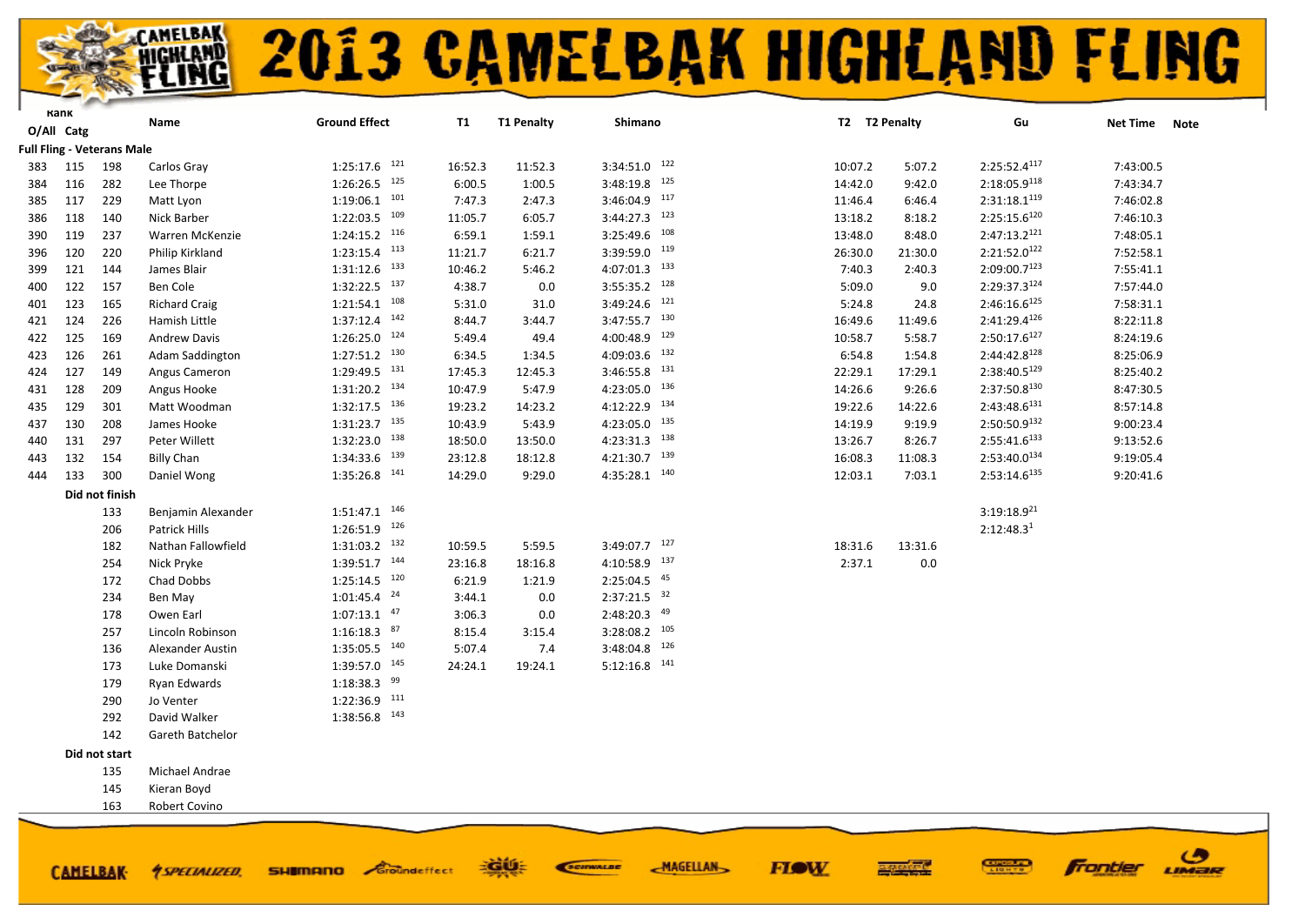# 2013 CAMELBAK HIGHLAND FLING

| Rank O/All | Rank Catg | | Name | Ground Effect | T1 | T1 Penalty | Shimano | T2 | T2 Penalty | Gu | Net Time | Note |
|---|---|---|---|---|---|---|---|---|---|---|---|---|
| **Full Fling - Veterans Male** | | | | | | | | | | | | |
| 383 | 115 | 198 | Carlos Gray | 1:25:17.6 [121] | 16:52.3 | 11:52.3 | 3:34:51.0 [122] | 10:07.2 | 5:07.2 | 2:25:52.4 [117] | 7:43:00.5 | |
| 384 | 116 | 282 | Lee Thorpe | 1:26:26.5 [125] | 6:00.5 | 1:00.5 | 3:48:19.8 [125] | 14:42.0 | 9:42.0 | 2:18:05.9 [118] | 7:43:34.7 | |
| 385 | 117 | 229 | Matt Lyon | 1:19:06.1 [101] | 7:47.3 | 2:47.3 | 3:46:04.9 [117] | 11:46.4 | 6:46.4 | 2:31:18.1 [119] | 7:46:02.8 | |
| 386 | 118 | 140 | Nick Barber | 1:22:03.5 [109] | 11:05.7 | 6:05.7 | 3:44:27.3 [123] | 13:18.2 | 8:18.2 | 2:25:15.6 [120] | 7:46:10.3 | |
| 390 | 119 | 237 | Warren McKenzie | 1:24:15.2 [116] | 6:59.1 | 1:59.1 | 3:25:49.6 [108] | 13:48.0 | 8:48.0 | 2:47:13.2 [121] | 7:48:05.1 | |
| 396 | 120 | 220 | Philip Kirkland | 1:23:15.4 [113] | 11:21.7 | 6:21.7 | 3:39:59.0 [119] | 26:30.0 | 21:30.0 | 2:21:52.0 [122] | 7:52:58.1 | |
| 399 | 121 | 144 | James Blair | 1:31:12.6 [133] | 10:46.2 | 5:46.2 | 4:07:01.3 [133] | 7:40.3 | 2:40.3 | 2:09:00.7 [123] | 7:55:41.1 | |
| 400 | 122 | 157 | Ben Cole | 1:32:22.5 [137] | 4:38.7 | 0.0 | 3:55:35.2 [128] | 5:09.0 | 9.0 | 2:29:37.3 [124] | 7:57:44.0 | |
| 401 | 123 | 165 | Richard Craig | 1:21:54.1 [108] | 5:31.0 | 31.0 | 3:49:24.6 [121] | 5:24.8 | 24.8 | 2:46:16.6 [125] | 7:58:31.1 | |
| 421 | 124 | 226 | Hamish Little | 1:37:12.4 [142] | 8:44.7 | 3:44.7 | 3:47:55.7 [130] | 16:49.6 | 11:49.6 | 2:41:29.4 [126] | 8:22:11.8 | |
| 422 | 125 | 169 | Andrew Davis | 1:26:25.0 [124] | 5:49.4 | 49.4 | 4:00:48.9 [129] | 10:58.7 | 5:58.7 | 2:50:17.6 [127] | 8:24:19.6 | |
| 423 | 126 | 261 | Adam Saddington | 1:27:51.2 [130] | 6:34.5 | 1:34.5 | 4:09:03.6 [132] | 6:54.8 | 1:54.8 | 2:44:42.8 [128] | 8:25:06.9 | |
| 424 | 127 | 149 | Angus Cameron | 1:29:49.5 [131] | 17:45.3 | 12:45.3 | 3:46:55.8 [131] | 22:29.1 | 17:29.1 | 2:38:40.5 [129] | 8:25:40.2 | |
| 431 | 128 | 209 | Angus Hooke | 1:31:20.2 [134] | 10:47.9 | 5:47.9 | 4:23:05.0 [136] | 14:26.6 | 9:26.6 | 2:37:50.8 [130] | 8:47:30.5 | |
| 435 | 129 | 301 | Matt Woodman | 1:32:17.5 [136] | 19:23.2 | 14:23.2 | 4:12:22.9 [134] | 19:22.6 | 14:22.6 | 2:43:48.6 [131] | 8:57:14.8 | |
| 437 | 130 | 208 | James Hooke | 1:31:23.7 [135] | 10:43.9 | 5:43.9 | 4:23:05.0 [135] | 14:19.9 | 9:19.9 | 2:50:50.9 [132] | 9:00:23.4 | |
| 440 | 131 | 297 | Peter Willett | 1:32:23.0 [138] | 18:50.0 | 13:50.0 | 4:23:31.3 [138] | 13:26.7 | 8:26.7 | 2:55:41.6 [133] | 9:13:52.6 | |
| 443 | 132 | 154 | Billy Chan | 1:34:33.6 [139] | 23:12.8 | 18:12.8 | 4:21:30.7 [139] | 16:08.3 | 11:08.3 | 2:53:40.0 [134] | 9:19:05.4 | |
| 444 | 133 | 300 | Daniel Wong | 1:35:26.8 [141] | 14:29.0 | 9:29.0 | 4:35:28.1 [140] | 12:03.1 | 7:03.1 | 2:53:14.6 [135] | 9:20:41.6 | |
| | **Did not finish** | | | | | | | | | | | |
| | | 133 | Benjamin Alexander | 1:51:47.1 [146] | | | | | | 3:19:18.9 [21] | | |
| | | 206 | Patrick Hills | 1:26:51.9 [126] | | | | | | 2:12:48.3 [1] | | |
| | | 182 | Nathan Fallowfield | 1:31:03.2 [132] | 10:59.5 | 5:59.5 | 3:49:07.7 [127] | 18:31.6 | 13:31.6 | | | |
| | | 254 | Nick Pryke | 1:39:51.7 [144] | 23:16.8 | 18:16.8 | 4:10:58.9 [137] | 2:37.1 | 0.0 | | | |
| | | 172 | Chad Dobbs | 1:25:14.5 [120] | 6:21.9 | 1:21.9 | 2:25:04.5 [45] | | | | | |
| | | 234 | Ben May | 1:01:45.4 [24] | 3:44.1 | 0.0 | 2:37:21.5 [32] | | | | | |
| | | 178 | Owen Earl | 1:07:13.1 [47] | 3:06.3 | 0.0 | 2:48:20.3 [49] | | | | | |
| | | 257 | Lincoln Robinson | 1:16:18.3 [87] | 8:15.4 | 3:15.4 | 3:28:08.2 [105] | | | | | |
| | | 136 | Alexander Austin | 1:35:05.5 [140] | 5:07.4 | 7.4 | 3:48:04.8 [126] | | | | | |
| | | 173 | Luke Domanski | 1:39:57.0 [145] | 24:24.1 | 19:24.1 | 5:12:16.8 [141] | | | | | |
| | | 179 | Ryan Edwards | 1:18:38.3 [99] | | | | | | | | |
| | | 290 | Jo Venter | 1:22:36.9 [111] | | | | | | | | |
| | | 292 | David Walker | 1:38:56.8 [143] | | | | | | | | |
| | | 142 | Gareth Batchelor | | | | | | | | | |
| | **Did not start** | | | | | | | | | | | |
| | | 135 | Michael Andrae | | | | | | | | | |
| | | 145 | Kieran Boyd | | | | | | | | | |
| | | 163 | Robert Covino | | | | | | | | | |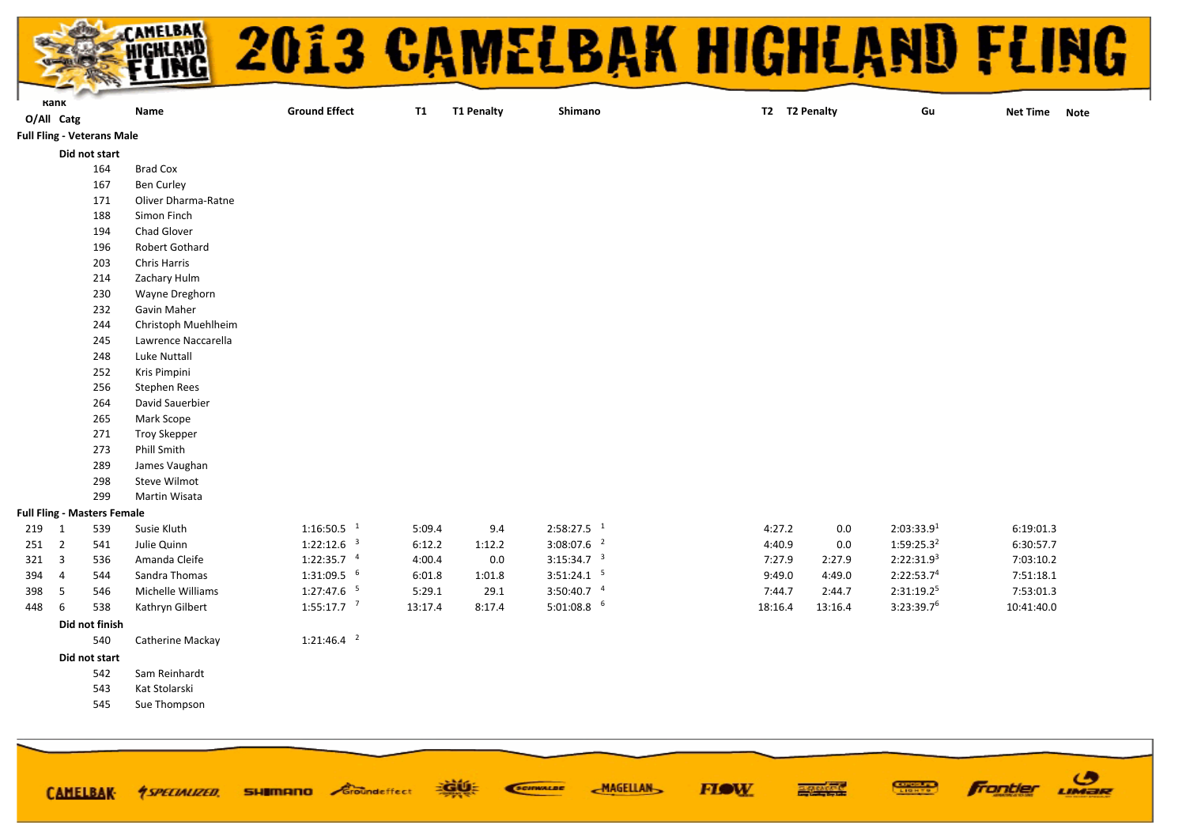# 2013 CAMELBAK HIGHLAND FLING

| Rank O/All | Catg | | Name | Ground Effect | T1 | T1 Penalty | Shimano | T2 | T2 Penalty | Gu | Net Time | Note |
|---|---|---|---|---|---|---|---|---|---|---|---|---|
| **Full Fling - Veterans Male** | | | | | | | | | | | | |
| | **Did not start** | | | | | | | | | | | |
| | | 164 | Brad Cox | | | | | | | | | |
| | | 167 | Ben Curley | | | | | | | | | |
| | | 171 | Oliver Dharma-Ratne | | | | | | | | | |
| | | 188 | Simon Finch | | | | | | | | | |
| | | 194 | Chad Glover | | | | | | | | | |
| | | 196 | Robert Gothard | | | | | | | | | |
| | | 203 | Chris Harris | | | | | | | | | |
| | | 214 | Zachary Hulm | | | | | | | | | |
| | | 230 | Wayne Dreghorn | | | | | | | | | |
| | | 232 | Gavin Maher | | | | | | | | | |
| | | 244 | Christoph Muehlheim | | | | | | | | | |
| | | 245 | Lawrence Naccarella | | | | | | | | | |
| | | 248 | Luke Nuttall | | | | | | | | | |
| | | 252 | Kris Pimpini | | | | | | | | | |
| | | 256 | Stephen Rees | | | | | | | | | |
| | | 264 | David Sauerbier | | | | | | | | | |
| | | 265 | Mark Scope | | | | | | | | | |
| | | 271 | Troy Skepper | | | | | | | | | |
| | | 273 | Phill Smith | | | | | | | | | |
| | | 289 | James Vaughan | | | | | | | | | |
| | | 298 | Steve Wilmot | | | | | | | | | |
| | | 299 | Martin Wisata | | | | | | | | | |
| **Full Fling - Masters Female** | | | | | | | | | | | | |
| 219 | 1 | 539 | Susie Kluth | 1:16:50.5 [1] | 5:09.4 | 9.4 | 2:58:27.5 [1] | 4:27.2 | 0.0 | 2:03:33.9[1] | 6:19:01.3 | |
| 251 | 2 | 541 | Julie Quinn | 1:22:12.6 [3] | 6:12.2 | 1:12.2 | 3:08:07.6 [2] | 4:40.9 | 0.0 | 1:59:25.3[2] | 6:30:57.7 | |
| 321 | 3 | 536 | Amanda Cleife | 1:22:35.7 [4] | 4:00.4 | 0.0 | 3:15:34.7 [3] | 7:27.9 | 2:27.9 | 2:22:31.9[3] | 7:03:10.2 | |
| 394 | 4 | 544 | Sandra Thomas | 1:31:09.5 [6] | 6:01.8 | 1:01.8 | 3:51:24.1 [5] | 9:49.0 | 4:49.0 | 2:22:53.7[4] | 7:51:18.1 | |
| 398 | 5 | 546 | Michelle Williams | 1:27:47.6 [5] | 5:29.1 | 29.1 | 3:50:40.7 [4] | 7:44.7 | 2:44.7 | 2:31:19.2[5] | 7:53:01.3 | |
| 448 | 6 | 538 | Kathryn Gilbert | 1:55:17.7 [7] | 13:17.4 | 8:17.4 | 5:01:08.8 [6] | 18:16.4 | 13:16.4 | 3:23:39.7[6] | 10:41:40.0 | |
| | **Did not finish** | | | | | | | | | | | |
| | | 540 | Catherine Mackay | 1:21:46.4 [2] | | | | | | | | |
| | **Did not start** | | | | | | | | | | | |
| | | 542 | Sam Reinhardt | | | | | | | | | |
| | | 543 | Kat Stolarski | | | | | | | | | |
| | | 545 | Sue Thompson | | | | | | | | | |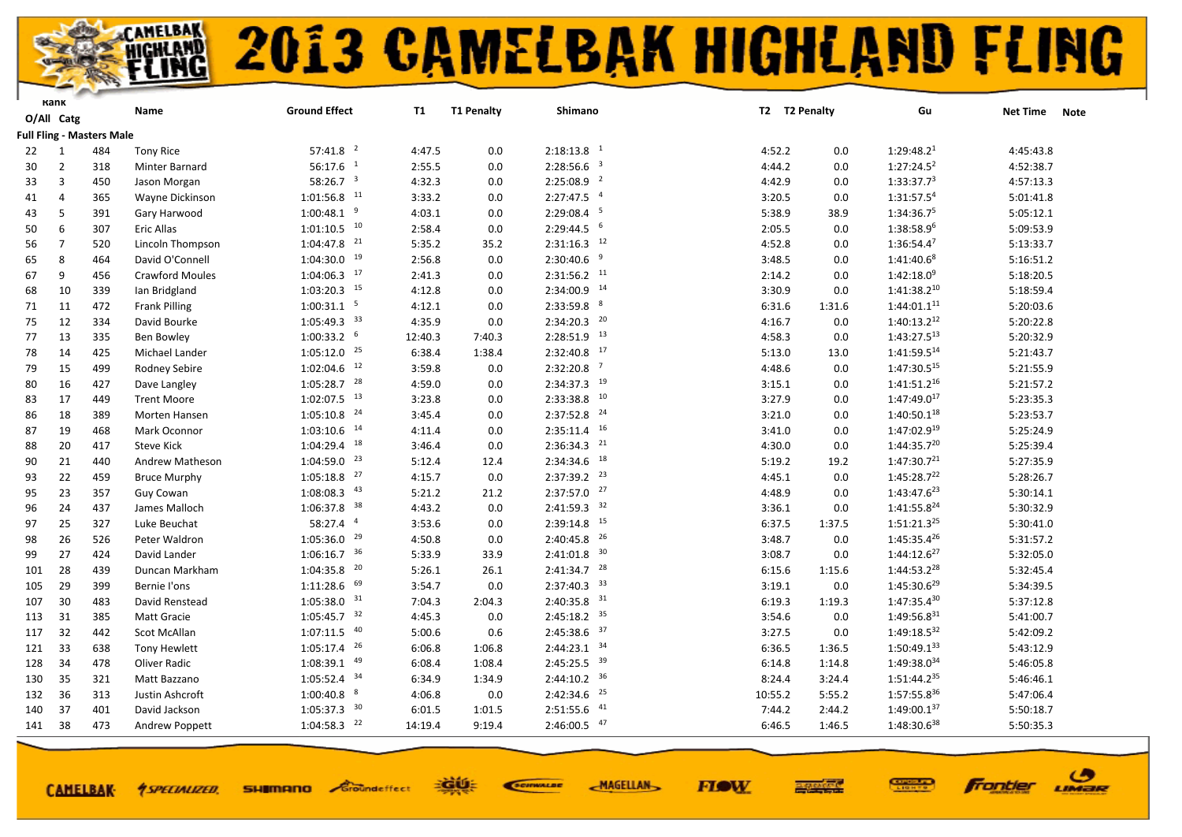# 2013 CAMELBAK HIGHLAND FLING

| Rank O/All | Rank Catg | | Name | Ground Effect | T1 | T1 Penalty | Shimano | T2 | T2 Penalty | Gu | Net Time | Note |
|---|---|---|---|---|---|---|---|---|---|---|---|---|
| **Full Fling - Masters Male** | | | | | | | | | | | | |
| 22 | 1 | 484 | Tony Rice | 57:41.8 [2] | 4:47.5 | 0.0 | 2:18:13.8 [1] | 4:52.2 | 0.0 | 1:29:48.2 [1] | 4:45:43.8 | |
| 30 | 2 | 318 | Minter Barnard | 56:17.6 [1] | 2:55.5 | 0.0 | 2:28:56.6 [3] | 4:44.2 | 0.0 | 1:27:24.5 [2] | 4:52:38.7 | |
| 33 | 3 | 450 | Jason Morgan | 58:26.7 [3] | 4:32.3 | 0.0 | 2:25:08.9 [2] | 4:42.9 | 0.0 | 1:33:37.7 [3] | 4:57:13.3 | |
| 41 | 4 | 365 | Wayne Dickinson | 1:01:56.8 [11] | 3:33.2 | 0.0 | 2:27:47.5 [4] | 3:20.5 | 0.0 | 1:31:57.5 [4] | 5:01:41.8 | |
| 43 | 5 | 391 | Gary Harwood | 1:00:48.1 [9] | 4:03.1 | 0.0 | 2:29:08.4 [5] | 5:38.9 | 38.9 | 1:34:36.7 [5] | 5:05:12.1 | |
| 50 | 6 | 307 | Eric Allas | 1:01:10.5 [10] | 2:58.4 | 0.0 | 2:29:44.5 [6] | 2:05.5 | 0.0 | 1:38:58.9 [6] | 5:09:53.9 | |
| 56 | 7 | 520 | Lincoln Thompson | 1:04:47.8 [21] | 5:35.2 | 35.2 | 2:31:16.3 [12] | 4:52.8 | 0.0 | 1:36:54.4 [7] | 5:13:33.7 | |
| 65 | 8 | 464 | David O'Connell | 1:04:30.0 [19] | 2:56.8 | 0.0 | 2:30:40.6 [9] | 3:48.5 | 0.0 | 1:41:40.6 [8] | 5:16:51.2 | |
| 67 | 9 | 456 | Crawford Moules | 1:04:06.3 [17] | 2:41.3 | 0.0 | 2:31:56.2 [11] | 2:14.2 | 0.0 | 1:42:18.0 [9] | 5:18:20.5 | |
| 68 | 10 | 339 | Ian Bridgland | 1:03:20.3 [15] | 4:12.8 | 0.0 | 2:34:00.9 [14] | 3:30.9 | 0.0 | 1:41:38.2 [10] | 5:18:59.4 | |
| 71 | 11 | 472 | Frank Pilling | 1:00:31.1 [5] | 4:12.1 | 0.0 | 2:33:59.8 [8] | 6:31.6 | 1:31.6 | 1:44:01.1 [11] | 5:20:03.6 | |
| 75 | 12 | 334 | David Bourke | 1:05:49.3 [33] | 4:35.9 | 0.0 | 2:34:20.3 [20] | 4:16.7 | 0.0 | 1:40:13.2 [12] | 5:20:22.8 | |
| 77 | 13 | 335 | Ben Bowley | 1:00:33.2 [6] | 12:40.3 | 7:40.3 | 2:28:51.9 [13] | 4:58.3 | 0.0 | 1:43:27.5 [13] | 5:20:32.9 | |
| 78 | 14 | 425 | Michael Lander | 1:05:12.0 [25] | 6:38.4 | 1:38.4 | 2:32:40.8 [17] | 5:13.0 | 13.0 | 1:41:59.5 [14] | 5:21:43.7 | |
| 79 | 15 | 499 | Rodney Sebire | 1:02:04.6 [12] | 3:59.8 | 0.0 | 2:32:20.8 [7] | 4:48.6 | 0.0 | 1:47:30.5 [15] | 5:21:55.9 | |
| 80 | 16 | 427 | Dave Langley | 1:05:28.7 [28] | 4:59.0 | 0.0 | 2:34:37.3 [19] | 3:15.1 | 0.0 | 1:41:51.2 [16] | 5:21:57.2 | |
| 83 | 17 | 449 | Trent Moore | 1:02:07.5 [13] | 3:23.8 | 0.0 | 2:33:38.8 [10] | 3:27.9 | 0.0 | 1:47:49.0 [17] | 5:23:35.3 | |
| 86 | 18 | 389 | Morten Hansen | 1:05:10.8 [24] | 3:45.4 | 0.0 | 2:37:52.8 [24] | 3:21.0 | 0.0 | 1:40:50.1 [18] | 5:23:53.7 | |
| 87 | 19 | 468 | Mark Oconnor | 1:03:10.6 [14] | 4:11.4 | 0.0 | 2:35:11.4 [16] | 3:41.0 | 0.0 | 1:47:02.9 [19] | 5:25:24.9 | |
| 88 | 20 | 417 | Steve Kick | 1:04:29.4 [18] | 3:46.4 | 0.0 | 2:36:34.3 [21] | 4:30.0 | 0.0 | 1:44:35.7 [20] | 5:25:39.4 | |
| 90 | 21 | 440 | Andrew Matheson | 1:04:59.0 [23] | 5:12.4 | 12.4 | 2:34:34.6 [18] | 5:19.2 | 19.2 | 1:47:30.7 [21] | 5:27:35.9 | |
| 93 | 22 | 459 | Bruce Murphy | 1:05:18.8 [27] | 4:15.7 | 0.0 | 2:37:39.2 [23] | 4:45.1 | 0.0 | 1:45:28.7 [22] | 5:28:26.7 | |
| 95 | 23 | 357 | Guy Cowan | 1:08:08.3 [43] | 5:21.2 | 21.2 | 2:37:57.0 [27] | 4:48.9 | 0.0 | 1:43:47.6 [23] | 5:30:14.1 | |
| 96 | 24 | 437 | James Malloch | 1:06:37.8 [38] | 4:43.2 | 0.0 | 2:41:59.3 [32] | 3:36.1 | 0.0 | 1:41:55.8 [24] | 5:30:32.9 | |
| 97 | 25 | 327 | Luke Beuchat | 58:27.4 [4] | 3:53.6 | 0.0 | 2:39:14.8 [15] | 6:37.5 | 1:37.5 | 1:51:21.3 [25] | 5:30:41.0 | |
| 98 | 26 | 526 | Peter Waldron | 1:05:36.0 [29] | 4:50.8 | 0.0 | 2:40:45.8 [26] | 3:48.7 | 0.0 | 1:45:35.4 [26] | 5:31:57.2 | |
| 99 | 27 | 424 | David Lander | 1:06:16.7 [36] | 5:33.9 | 33.9 | 2:41:01.8 [30] | 3:08.7 | 0.0 | 1:44:12.6 [27] | 5:32:05.0 | |
| 101 | 28 | 439 | Duncan Markham | 1:04:35.8 [20] | 5:26.1 | 26.1 | 2:41:34.7 [28] | 6:15.6 | 1:15.6 | 1:44:53.2 [28] | 5:32:45.4 | |
| 105 | 29 | 399 | Bernie I'ons | 1:11:28.6 [69] | 3:54.7 | 0.0 | 2:37:40.3 [33] | 3:19.1 | 0.0 | 1:45:30.6 [29] | 5:34:39.5 | |
| 107 | 30 | 483 | David Renstead | 1:05:38.0 [31] | 7:04.3 | 2:04.3 | 2:40:35.8 [31] | 6:19.3 | 1:19.3 | 1:47:35.4 [30] | 5:37:12.8 | |
| 113 | 31 | 385 | Matt Gracie | 1:05:45.7 [32] | 4:45.3 | 0.0 | 2:45:18.2 [35] | 3:54.6 | 0.0 | 1:49:56.8 [31] | 5:41:00.7 | |
| 117 | 32 | 442 | Scot McAllan | 1:07:11.5 [40] | 5:00.6 | 0.6 | 2:45:38.6 [37] | 3:27.5 | 0.0 | 1:49:18.5 [32] | 5:42:09.2 | |
| 121 | 33 | 638 | Tony Hewitt | 1:05:17.4 [26] | 6:06.8 | 1:06.8 | 2:44:23.1 [34] | 6:36.5 | 1:36.5 | 1:50:49.1 [33] | 5:43:12.9 | |
| 128 | 34 | 478 | Oliver Radic | 1:08:39.1 [49] | 6:08.4 | 1:08.4 | 2:45:25.5 [39] | 6:14.8 | 1:14.8 | 1:49:38.0 [34] | 5:46:05.8 | |
| 130 | 35 | 321 | Matt Bazzano | 1:05:52.4 [34] | 6:34.9 | 1:34.9 | 2:44:10.2 [36] | 8:24.4 | 3:24.4 | 1:51:44.2 [35] | 5:46:46.1 | |
| 132 | 36 | 313 | Justin Ashcroft | 1:00:40.8 [8] | 4:06.8 | 0.0 | 2:42:34.6 [25] | 10:55.2 | 5:55.2 | 1:57:55.8 [36] | 5:47:06.4 | |
| 140 | 37 | 401 | David Jackson | 1:05:37.3 [30] | 6:01.5 | 1:01.5 | 2:51:55.6 [41] | 7:44.2 | 2:44.2 | 1:49:00.1 [37] | 5:50:18.7 | |
| 141 | 38 | 473 | Andrew Poppett | 1:04:58.3 [22] | 14:19.4 | 9:19.4 | 2:46:00.5 [47] | 6:46.5 | 1:46.5 | 1:48:30.6 [38] | 5:50:35.3 | |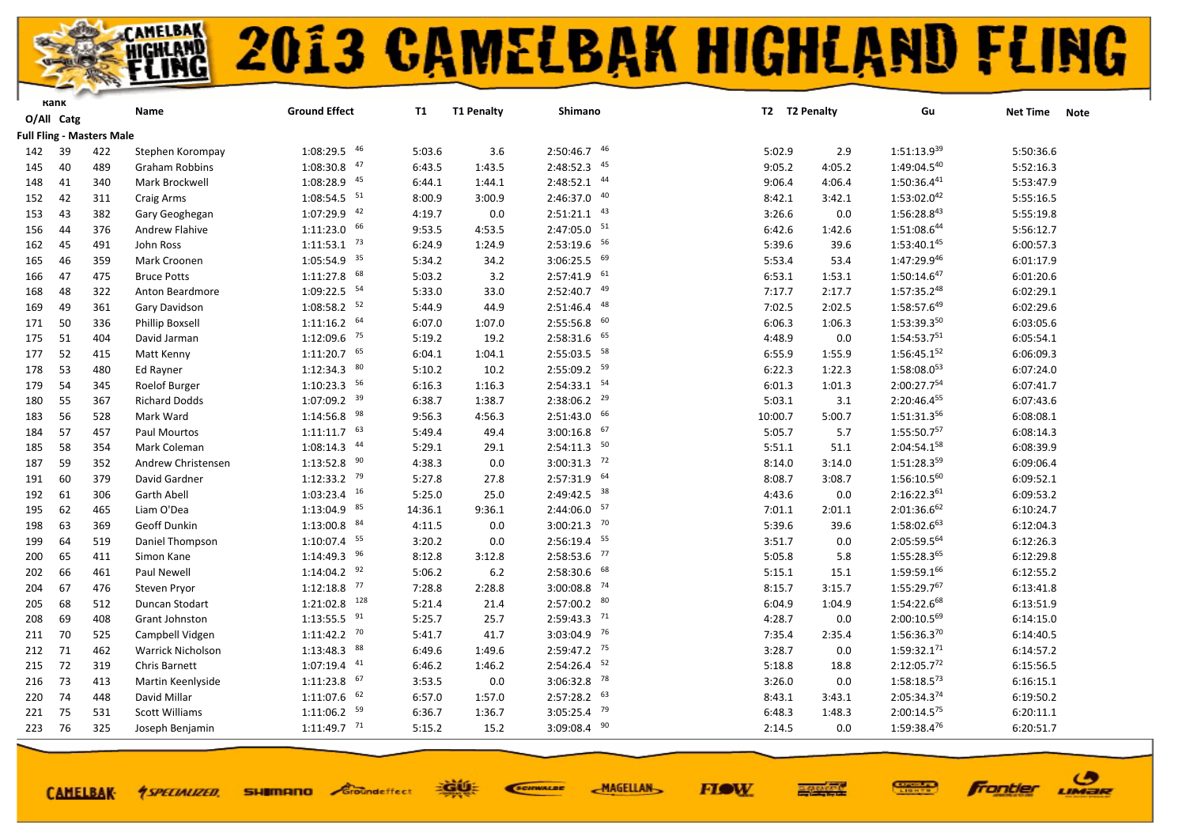# 2013 CAMELBAK HIGHLAND FLING

| Rank O/All | Catg | | Name | Ground Effect | T1 | T1 Penalty | Shimano | T2 | T2 Penalty | Gu | Net Time | Note |
|---|---|---|---|---|---|---|---|---|---|---|---|---|
| **Full Fling - Masters Male** | | | | | | | | | | | | |
| 142 | 39 | 422 | Stephen Korompay | 1:08:29.5 [46] | 5:03.6 | 3.6 | 2:50:46.7 [46] | 5:02.9 | 2.9 | 1:51:13.9 [39] | 5:50:36.6 | |
| 145 | 40 | 489 | Graham Robbins | 1:08:30.8 [47] | 6:43.5 | 1:43.5 | 2:48:52.3 [45] | 9:05.2 | 4:05.2 | 1:49:04.5 [40] | 5:52:16.3 | |
| 148 | 41 | 340 | Mark Brockwell | 1:08:28.9 [45] | 6:44.1 | 1:44.1 | 2:48:52.1 [44] | 9:06.4 | 4:06.4 | 1:50:36.4 [41] | 5:53:47.9 | |
| 152 | 42 | 311 | Craig Arms | 1:08:54.5 [51] | 8:00.9 | 3:00.9 | 2:46:37.0 [40] | 8:42.1 | 3:42.1 | 1:53:02.0 [42] | 5:55:16.5 | |
| 153 | 43 | 382 | Gary Geoghegan | 1:07:29.9 [42] | 4:19.7 | 0.0 | 2:51:21.1 [43] | 3:26.6 | 0.0 | 1:56:28.8 [43] | 5:55:19.8 | |
| 156 | 44 | 376 | Andrew Flahive | 1:11:23.0 [66] | 9:53.5 | 4:53.5 | 2:47:05.0 [51] | 6:42.6 | 1:42.6 | 1:51:08.6 [44] | 5:56:12.7 | |
| 162 | 45 | 491 | John Ross | 1:11:53.1 [73] | 6:24.9 | 1:24.9 | 2:53:19.6 [56] | 5:39.6 | 39.6 | 1:53:40.1 [45] | 6:00:57.3 | |
| 165 | 46 | 359 | Mark Croonen | 1:05:54.9 [35] | 5:34.2 | 34.2 | 3:06:25.5 [69] | 5:53.4 | 53.4 | 1:47:29.9 [46] | 6:01:17.9 | |
| 166 | 47 | 475 | Bruce Potts | 1:11:27.8 [68] | 5:03.2 | 3.2 | 2:57:41.9 [61] | 6:53.1 | 1:53.1 | 1:50:14.6 [47] | 6:01:20.6 | |
| 168 | 48 | 322 | Anton Beardmore | 1:09:22.5 [54] | 5:33.0 | 33.0 | 2:52:40.7 [49] | 7:17.7 | 2:17.7 | 1:57:35.2 [48] | 6:02:29.1 | |
| 169 | 49 | 361 | Gary Davidson | 1:08:58.2 [52] | 5:44.9 | 44.9 | 2:51:46.4 [48] | 7:02.5 | 2:02.5 | 1:58:57.6 [49] | 6:02:29.6 | |
| 171 | 50 | 336 | Phillip Boxsell | 1:11:16.2 [64] | 6:07.0 | 1:07.0 | 2:55:56.8 [60] | 6:06.3 | 1:06.3 | 1:53:39.3 [50] | 6:03:05.6 | |
| 175 | 51 | 404 | David Jarman | 1:12:09.6 [75] | 5:19.2 | 19.2 | 2:58:31.6 [65] | 4:48.9 | 0.0 | 1:54:53.7 [51] | 6:05:54.1 | |
| 177 | 52 | 415 | Matt Kenny | 1:11:20.7 [65] | 6:04.1 | 1:04.1 | 2:55:03.5 [58] | 6:55.9 | 1:55.9 | 1:56:45.1 [52] | 6:06:09.3 | |
| 178 | 53 | 480 | Ed Rayner | 1:12:34.3 [80] | 5:10.2 | 10.2 | 2:55:09.2 [59] | 6:22.3 | 1:22.3 | 1:58:08.0 [53] | 6:07:24.0 | |
| 179 | 54 | 345 | Roelof Burger | 1:10:23.3 [56] | 6:16.3 | 1:16.3 | 2:54:33.1 [54] | 6:01.3 | 1:01.3 | 2:00:27.7 [54] | 6:07:41.7 | |
| 180 | 55 | 367 | Richard Dodds | 1:07:09.2 [39] | 6:38.7 | 1:38.7 | 2:38:06.2 [29] | 5:03.1 | 3.1 | 2:20:46.4 [55] | 6:07:43.6 | |
| 183 | 56 | 528 | Mark Ward | 1:14:56.8 [98] | 9:56.3 | 4:56.3 | 2:51:43.0 [66] | 10:00.7 | 5:00.7 | 1:51:31.3 [56] | 6:08:08.1 | |
| 184 | 57 | 457 | Paul Mourtos | 1:11:11.7 [63] | 5:49.4 | 49.4 | 3:00:16.8 [67] | 5:05.7 | 5.7 | 1:55:50.7 [57] | 6:08:14.3 | |
| 185 | 58 | 354 | Mark Coleman | 1:08:14.3 [44] | 5:29.1 | 29.1 | 2:54:11.3 [50] | 5:51.1 | 51.1 | 2:04:54.1 [58] | 6:08:39.9 | |
| 187 | 59 | 352 | Andrew Christensen | 1:13:52.8 [90] | 4:38.3 | 0.0 | 3:00:31.3 [72] | 8:14.0 | 3:14.0 | 1:51:28.3 [59] | 6:09:06.4 | |
| 191 | 60 | 379 | David Gardner | 1:12:33.2 [79] | 5:27.8 | 27.8 | 2:57:31.9 [64] | 8:08.7 | 3:08.7 | 1:56:10.5 [60] | 6:09:52.1 | |
| 192 | 61 | 306 | Garth Abell | 1:03:23.4 [16] | 5:25.0 | 25.0 | 2:49:42.5 [38] | 4:43.6 | 0.0 | 2:16:22.3 [61] | 6:09:53.2 | |
| 195 | 62 | 465 | Liam O'Dea | 1:13:04.9 [85] | 14:36.1 | 9:36.1 | 2:44:06.0 [57] | 7:01.1 | 2:01.1 | 2:01:36.6 [62] | 6:10:24.7 | |
| 198 | 63 | 369 | Geoff Dunkin | 1:13:00.8 [84] | 4:11.5 | 0.0 | 3:00:21.3 [70] | 5:39.6 | 39.6 | 1:58:02.6 [63] | 6:12:04.3 | |
| 199 | 64 | 519 | Daniel Thompson | 1:10:07.4 [55] | 3:20.2 | 0.0 | 2:56:19.4 [55] | 3:51.7 | 0.0 | 2:05:59.5 [64] | 6:12:26.3 | |
| 200 | 65 | 411 | Simon Kane | 1:14:49.3 [96] | 8:12.8 | 3:12.8 | 2:58:53.6 [77] | 5:05.8 | 5.8 | 1:55:28.3 [65] | 6:12:29.8 | |
| 202 | 66 | 461 | Paul Newell | 1:14:04.2 [92] | 5:06.2 | 6.2 | 2:58:30.6 [68] | 5:15.1 | 15.1 | 1:59:59.1 [66] | 6:12:55.2 | |
| 204 | 67 | 476 | Steven Pryor | 1:12:18.8 [77] | 7:28.8 | 2:28.8 | 3:00:08.8 [74] | 8:15.7 | 3:15.7 | 1:55:29.7 [67] | 6:13:41.8 | |
| 205 | 68 | 512 | Duncan Stodart | 1:21:02.8 [128] | 5:21.4 | 21.4 | 2:57:00.2 [80] | 6:04.9 | 1:04.9 | 1:54:22.6 [68] | 6:13:51.9 | |
| 208 | 69 | 408 | Grant Johnston | 1:13:55.5 [91] | 5:25.7 | 25.7 | 2:59:43.3 [71] | 4:28.7 | 0.0 | 2:00:10.5 [69] | 6:14:15.0 | |
| 211 | 70 | 525 | Campbell Vidgen | 1:11:42.2 [70] | 5:41.7 | 41.7 | 3:03:04.9 [76] | 7:35.4 | 2:35.4 | 1:56:36.3 [70] | 6:14:40.5 | |
| 212 | 71 | 462 | Warrick Nicholson | 1:13:48.3 [88] | 6:49.6 | 1:49.6 | 2:59:47.2 [75] | 3:28.7 | 0.0 | 1:59:32.1 [71] | 6:14:57.2 | |
| 215 | 72 | 319 | Chris Barnett | 1:07:19.4 [41] | 6:46.2 | 1:46.2 | 2:54:26.4 [52] | 5:18.8 | 18.8 | 2:12:05.7 [72] | 6:15:56.5 | |
| 216 | 73 | 413 | Martin Keenlyside | 1:11:23.8 [67] | 3:53.5 | 0.0 | 3:06:32.8 [78] | 3:26.0 | 0.0 | 1:58:18.5 [73] | 6:16:15.1 | |
| 220 | 74 | 448 | David Millar | 1:11:07.6 [62] | 6:57.0 | 1:57.0 | 2:57:28.2 [63] | 8:43.1 | 3:43.1 | 2:05:34.3 [74] | 6:19:50.2 | |
| 221 | 75 | 531 | Scott Williams | 1:11:06.2 [59] | 6:36.7 | 1:36.7 | 3:05:25.4 [79] | 6:48.3 | 1:48.3 | 2:00:14.5 [75] | 6:20:11.1 | |
| 223 | 76 | 325 | Joseph Benjamin | 1:11:49.7 [71] | 5:15.2 | 15.2 | 3:09:08.4 [90] | 2:14.5 | 0.0 | 1:59:38.4 [76] | 6:20:51.7 | |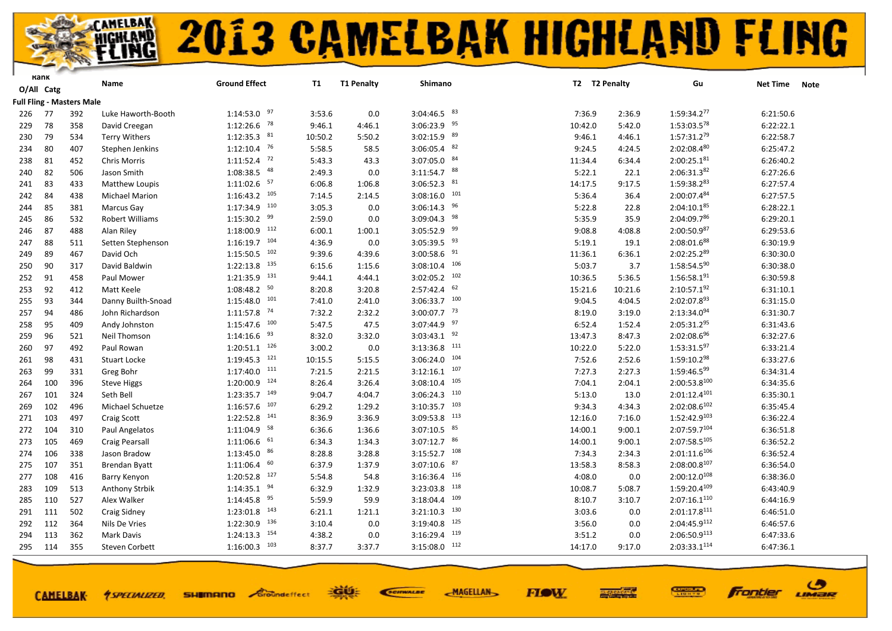# 2013 CAMELBAK HIGHLAND FLING

| Rank O/All | Catg | | Name | Ground Effect | T1 | T1 Penalty | Shimano | T2 | T2 Penalty | Gu | Net Time | Note |
|---|---|---|---|---|---|---|---|---|---|---|---|---|
| **Full Fling - Masters Male** | | | | | | | | | | | | |
| 226 | 77 | 392 | Luke Haworth-Booth | 1:14:53.0 [97] | 3:53.6 | 0.0 | 3:04:46.5 [83] | 7:36.9 | 2:36.9 | 1:59:34.2 [77] | 6:21:50.6 | |
| 229 | 78 | 358 | David Creegan | 1:12:26.6 [78] | 9:46.1 | 4:46.1 | 3:06:23.9 [95] | 10:42.0 | 5:42.0 | 1:53:03.5 [78] | 6:22:22.1 | |
| 230 | 79 | 534 | Terry Withers | 1:12:35.3 [81] | 10:50.2 | 5:50.2 | 3:02:15.9 [89] | 9:46.1 | 4:46.1 | 1:57:31.2 [79] | 6:22:58.7 | |
| 234 | 80 | 407 | Stephen Jenkins | 1:12:10.4 [76] | 5:58.5 | 58.5 | 3:06:05.4 [82] | 9:24.5 | 4:24.5 | 2:02:08.4 [80] | 6:25:47.2 | |
| 238 | 81 | 452 | Chris Morris | 1:11:52.4 [72] | 5:43.3 | 43.3 | 3:07:05.0 [84] | 11:34.4 | 6:34.4 | 2:00:25.1 [81] | 6:26:40.2 | |
| 240 | 82 | 506 | Jason Smith | 1:08:38.5 [48] | 2:49.3 | 0.0 | 3:11:54.7 [88] | 5:22.1 | 22.1 | 2:06:31.3 [82] | 6:27:26.6 | |
| 241 | 83 | 433 | Matthew Loupis | 1:11:02.6 [57] | 6:06.8 | 1:06.8 | 3:06:52.3 [81] | 14:17.5 | 9:17.5 | 1:59:38.2 [83] | 6:27:57.4 | |
| 242 | 84 | 438 | Michael Marion | 1:16:43.2 [105] | 7:14.5 | 2:14.5 | 3:08:16.0 [101] | 5:36.4 | 36.4 | 2:00:07.4 [84] | 6:27:57.5 | |
| 244 | 85 | 381 | Marcus Gay | 1:17:34.9 [110] | 3:05.3 | 0.0 | 3:06:14.3 [96] | 5:22.8 | 22.8 | 2:04:10.1 [85] | 6:28:22.1 | |
| 245 | 86 | 532 | Robert Williams | 1:15:30.2 [99] | 2:59.0 | 0.0 | 3:09:04.3 [98] | 5:35.9 | 35.9 | 2:04:09.7 [86] | 6:29:20.1 | |
| 246 | 87 | 488 | Alan Riley | 1:18:00.9 [112] | 6:00.1 | 1:00.1 | 3:05:52.9 [99] | 9:08.8 | 4:08.8 | 2:00:50.9 [87] | 6:29:53.6 | |
| 247 | 88 | 511 | Setten Stephenson | 1:16:19.7 [104] | 4:36.9 | 0.0 | 3:05:39.5 [93] | 5:19.1 | 19.1 | 2:08:01.6 [88] | 6:30:19.9 | |
| 249 | 89 | 467 | David Och | 1:15:50.5 [102] | 9:39.6 | 4:39.6 | 3:00:58.6 [91] | 11:36.1 | 6:36.1 | 2:02:25.2 [89] | 6:30:30.0 | |
| 250 | 90 | 317 | David Baldwin | 1:22:13.8 [135] | 6:15.6 | 1:15.6 | 3:08:10.4 [106] | 5:03.7 | 3.7 | 1:58:54.5 [90] | 6:30:38.0 | |
| 252 | 91 | 458 | Paul Mower | 1:21:35.9 [131] | 9:44.1 | 4:44.1 | 3:02:05.2 [102] | 10:36.5 | 5:36.5 | 1:56:58.1 [91] | 6:30:59.8 | |
| 253 | 92 | 412 | Matt Keele | 1:08:48.2 [50] | 8:20.8 | 3:20.8 | 2:57:42.4 [62] | 15:21.6 | 10:21.6 | 2:10:57.1 [92] | 6:31:10.1 | |
| 255 | 93 | 344 | Danny Builth-Snoad | 1:15:48.0 [101] | 7:41.0 | 2:41.0 | 3:06:33.7 [100] | 9:04.5 | 4:04.5 | 2:02:07.8 [93] | 6:31:15.0 | |
| 257 | 94 | 486 | John Richardson | 1:11:57.8 [74] | 7:32.2 | 2:32.2 | 3:00:07.7 [73] | 8:19.0 | 3:19.0 | 2:13:34.0 [94] | 6:31:30.7 | |
| 258 | 95 | 409 | Andy Johnston | 1:15:47.6 [100] | 5:47.5 | 47.5 | 3:07:44.9 [97] | 6:52.4 | 1:52.4 | 2:05:31.2 [95] | 6:31:43.6 | |
| 259 | 96 | 521 | Neil Thomson | 1:14:16.6 [93] | 8:32.0 | 3:32.0 | 3:03:43.1 [92] | 13:47.3 | 8:47.3 | 2:02:08.6 [96] | 6:32:27.6 | |
| 260 | 97 | 492 | Paul Rowan | 1:20:51.1 [126] | 3:00.2 | 0.0 | 3:13:36.8 [111] | 10:22.0 | 5:22.0 | 1:53:31.5 [97] | 6:33:21.4 | |
| 261 | 98 | 431 | Stuart Locke | 1:19:45.3 [121] | 10:15.5 | 5:15.5 | 3:06:24.0 [104] | 7:52.6 | 2:52.6 | 1:59:10.2 [98] | 6:33:27.6 | |
| 263 | 99 | 331 | Greg Bohr | 1:17:40.0 [111] | 7:21.5 | 2:21.5 | 3:12:16.1 [107] | 7:27.3 | 2:27.3 | 1:59:46.5 [99] | 6:34:31.4 | |
| 264 | 100 | 396 | Steve Higgs | 1:20:00.9 [124] | 8:26.4 | 3:26.4 | 3:08:10.4 [105] | 7:04.1 | 2:04.1 | 2:00:53.8 [100] | 6:34:35.6 | |
| 267 | 101 | 324 | Seth Bell | 1:23:35.7 [149] | 9:04.7 | 4:04.7 | 3:06:24.3 [110] | 5:13.0 | 13.0 | 2:01:12.4 [101] | 6:35:30.1 | |
| 269 | 102 | 496 | Michael Schuetze | 1:16:57.6 [107] | 6:29.2 | 1:29.2 | 3:10:35.7 [103] | 9:34.3 | 4:34.3 | 2:02:08.6 [102] | 6:35:45.4 | |
| 271 | 103 | 497 | Craig Scott | 1:22:52.8 [141] | 8:36.9 | 3:36.9 | 3:09:53.8 [113] | 12:16.0 | 7:16.0 | 1:52:42.9 [103] | 6:36:22.4 | |
| 272 | 104 | 310 | Paul Angelatos | 1:11:04.9 [58] | 6:36.6 | 1:36.6 | 3:07:10.5 [85] | 14:00.1 | 9:00.1 | 2:07:59.7 [104] | 6:36:51.8 | |
| 273 | 105 | 469 | Craig Pearsall | 1:11:06.6 [61] | 6:34.3 | 1:34.3 | 3:07:12.7 [86] | 14:00.1 | 9:00.1 | 2:07:58.5 [105] | 6:36:52.2 | |
| 274 | 106 | 338 | Jason Bradow | 1:13:45.0 [86] | 8:28.8 | 3:28.8 | 3:15:52.7 [108] | 7:34.3 | 2:34.3 | 2:01:11.6 [106] | 6:36:52.4 | |
| 275 | 107 | 351 | Brendan Byatt | 1:11:06.4 [60] | 6:37.9 | 1:37.9 | 3:07:10.6 [87] | 13:58.3 | 8:58.3 | 2:08:00.8 [107] | 6:36:54.0 | |
| 277 | 108 | 416 | Barry Kenyon | 1:20:52.8 [127] | 5:54.8 | 54.8 | 3:16:36.4 [116] | 4:08.0 | 0.0 | 2:00:12.0 [108] | 6:38:36.0 | |
| 283 | 109 | 513 | Anthony Strbik | 1:14:35.1 [94] | 6:32.9 | 1:32.9 | 3:23:03.8 [118] | 10:08.7 | 5:08.7 | 1:59:20.4 [109] | 6:43:40.9 | |
| 285 | 110 | 527 | Alex Walker | 1:14:45.8 [95] | 5:59.9 | 59.9 | 3:18:04.4 [109] | 8:10.7 | 3:10.7 | 2:07:16.1 [110] | 6:44:16.9 | |
| 291 | 111 | 502 | Craig Sidney | 1:23:01.8 [143] | 6:21.1 | 1:21.1 | 3:21:10.3 [130] | 3:03.6 | 0.0 | 2:01:17.8 [111] | 6:46:51.0 | |
| 292 | 112 | 364 | Nils De Vries | 1:22:30.9 [136] | 3:10.4 | 0.0 | 3:19:40.8 [125] | 3:56.0 | 0.0 | 2:04:45.9 [112] | 6:46:57.6 | |
| 294 | 113 | 362 | Mark Davis | 1:24:13.3 [154] | 4:38.2 | 0.0 | 3:16:29.4 [119] | 3:51.2 | 0.0 | 2:06:50.9 [113] | 6:47:33.6 | |
| 295 | 114 | 355 | Steven Corbett | 1:16:00.3 [103] | 8:37.7 | 3:37.7 | 3:15:08.0 [112] | 14:17.0 | 9:17.0 | 2:03:33.1 [114] | 6:47:36.1 | |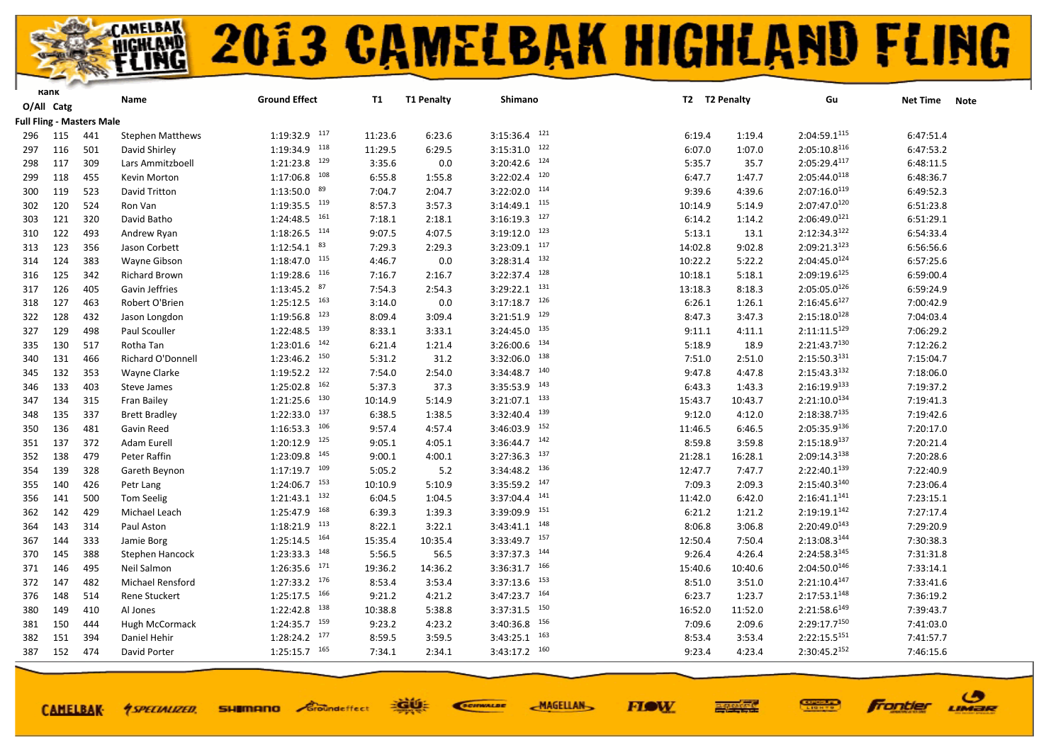# 2013 CAMELBAK HIGHLAND FLING

| Rank O/All | Catg | | Name | Ground Effect | | T1 | T1 Penalty | Shimano | | T2 | T2 Penalty | Gu | Net Time | Note |
|---|---|---|---|---|---|---|---|---|---|---|---|---|---|---|
| **Full Fling - Masters Male** | | | | | | | | | | | | | | |
| 296 | 115 | 441 | Stephen Matthews | 1:19:32.9 | 117 | 11:23.6 | 6:23.6 | 3:15:36.4 | 121 | 6:19.4 | 1:19.4 | 2:04:59.1[115] | 6:47:51.4 | |
| 297 | 116 | 501 | David Shirley | 1:19:34.9 | 118 | 11:29.5 | 6:29.5 | 3:15:31.0 | 122 | 6:07.0 | 1:07.0 | 2:05:10.8[116] | 6:47:53.2 | |
| 298 | 117 | 309 | Lars Ammitzboell | 1:21:23.8 | 129 | 3:35.6 | 0.0 | 3:20:42.6 | 124 | 5:35.7 | 35.7 | 2:05:29.4[117] | 6:48:11.5 | |
| 299 | 118 | 455 | Kevin Morton | 1:17:06.8 | 108 | 6:55.8 | 1:55.8 | 3:22:02.4 | 120 | 6:47.7 | 1:47.7 | 2:05:44.0[118] | 6:48:36.7 | |
| 300 | 119 | 523 | David Tritton | 1:13:50.0 | 89 | 7:04.7 | 2:04.7 | 3:22:02.0 | 114 | 9:39.6 | 4:39.6 | 2:07:16.0[119] | 6:49:52.3 | |
| 302 | 120 | 524 | Ron Van | 1:19:35.5 | 119 | 8:57.3 | 3:57.3 | 3:14:49.1 | 115 | 10:14.9 | 5:14.9 | 2:07:47.0[120] | 6:51:23.8 | |
| 303 | 121 | 320 | David Batho | 1:24:48.5 | 161 | 7:18.1 | 2:18.1 | 3:16:19.3 | 127 | 6:14.2 | 1:14.2 | 2:06:49.0[121] | 6:51:29.1 | |
| 310 | 122 | 493 | Andrew Ryan | 1:18:26.5 | 114 | 9:07.5 | 4:07.5 | 3:19:12.0 | 123 | 5:13.1 | 13.1 | 2:12:34.3[122] | 6:54:33.4 | |
| 313 | 123 | 356 | Jason Corbett | 1:12:54.1 | 83 | 7:29.3 | 2:29.3 | 3:23:09.1 | 117 | 14:02.8 | 9:02.8 | 2:09:21.3[123] | 6:56:56.6 | |
| 314 | 124 | 383 | Wayne Gibson | 1:18:47.0 | 115 | 4:46.7 | 0.0 | 3:28:31.4 | 132 | 10:22.2 | 5:22.2 | 2:04:45.0[124] | 6:57:25.6 | |
| 316 | 125 | 342 | Richard Brown | 1:19:28.6 | 116 | 7:16.7 | 2:16.7 | 3:22:37.4 | 128 | 10:18.1 | 5:18.1 | 2:09:19.6[125] | 6:59:00.4 | |
| 317 | 126 | 405 | Gavin Jeffries | 1:13:45.2 | 87 | 7:54.3 | 2:54.3 | 3:29:22.1 | 131 | 13:18.3 | 8:18.3 | 2:05:05.0[126] | 6:59:24.9 | |
| 318 | 127 | 463 | Robert O'Brien | 1:25:12.5 | 163 | 3:14.0 | 0.0 | 3:17:18.7 | 126 | 6:26.1 | 1:26.1 | 2:16:45.6[127] | 7:00:42.9 | |
| 322 | 128 | 432 | Jason Longdon | 1:19:56.8 | 123 | 8:09.4 | 3:09.4 | 3:21:51.9 | 129 | 8:47.3 | 3:47.3 | 2:15:18.0[128] | 7:04:03.4 | |
| 327 | 129 | 498 | Paul Scouller | 1:22:48.5 | 139 | 8:33.1 | 3:33.1 | 3:24:45.0 | 135 | 9:11.1 | 4:11.1 | 2:11:11.5[129] | 7:06:29.2 | |
| 335 | 130 | 517 | Rotha Tan | 1:23:01.6 | 142 | 6:21.4 | 1:21.4 | 3:26:00.6 | 134 | 5:18.9 | 18.9 | 2:21:43.7[130] | 7:12:26.2 | |
| 340 | 131 | 466 | Richard O'Donnell | 1:23:46.2 | 150 | 5:31.2 | 31.2 | 3:32:06.0 | 138 | 7:51.0 | 2:51.0 | 2:15:50.3[131] | 7:15:04.7 | |
| 345 | 132 | 353 | Wayne Clarke | 1:19:52.2 | 122 | 7:54.0 | 2:54.0 | 3:34:48.7 | 140 | 9:47.8 | 4:47.8 | 2:15:43.3[132] | 7:18:06.0 | |
| 346 | 133 | 403 | Steve James | 1:25:02.8 | 162 | 5:37.3 | 37.3 | 3:35:53.9 | 143 | 6:43.3 | 1:43.3 | 2:16:19.9[133] | 7:19:37.2 | |
| 347 | 134 | 315 | Fran Bailey | 1:21:25.6 | 130 | 10:14.9 | 5:14.9 | 3:21:07.1 | 133 | 15:43.7 | 10:43.7 | 2:21:10.0[134] | 7:19:41.3 | |
| 348 | 135 | 337 | Brett Bradley | 1:22:33.0 | 137 | 6:38.5 | 1:38.5 | 3:32:40.4 | 139 | 9:12.0 | 4:12.0 | 2:18:38.7[135] | 7:19:42.6 | |
| 350 | 136 | 481 | Gavin Reed | 1:16:53.3 | 106 | 9:57.4 | 4:57.4 | 3:46:03.9 | 152 | 11:46.5 | 6:46.5 | 2:05:35.9[136] | 7:20:17.0 | |
| 351 | 137 | 372 | Adam Eurell | 1:20:12.9 | 125 | 9:05.1 | 4:05.1 | 3:36:44.7 | 142 | 8:59.8 | 3:59.8 | 2:15:18.9[137] | 7:20:21.4 | |
| 352 | 138 | 479 | Peter Raffin | 1:23:09.8 | 145 | 9:00.1 | 4:00.1 | 3:27:36.3 | 137 | 21:28.1 | 16:28.1 | 2:09:14.3[138] | 7:20:28.6 | |
| 354 | 139 | 328 | Gareth Beynon | 1:17:19.7 | 109 | 5:05.2 | 5.2 | 3:34:48.2 | 136 | 12:47.7 | 7:47.7 | 2:22:40.1[139] | 7:22:40.9 | |
| 355 | 140 | 426 | Petr Lang | 1:24:06.7 | 153 | 10:10.9 | 5:10.9 | 3:35:59.2 | 147 | 7:09.3 | 2:09.3 | 2:15:40.3[140] | 7:23:06.4 | |
| 356 | 141 | 500 | Tom Seelig | 1:21:43.1 | 132 | 6:04.5 | 1:04.5 | 3:37:04.4 | 141 | 11:42.0 | 6:42.0 | 2:16:41.1[141] | 7:23:15.1 | |
| 362 | 142 | 429 | Michael Leach | 1:25:47.9 | 168 | 6:39.3 | 1:39.3 | 3:39:09.9 | 151 | 6:21.2 | 1:21.2 | 2:19:19.1[142] | 7:27:17.4 | |
| 364 | 143 | 314 | Paul Aston | 1:18:21.9 | 113 | 8:22.1 | 3:22.1 | 3:43:41.1 | 148 | 8:06.8 | 3:06.8 | 2:20:49.0[143] | 7:29:20.9 | |
| 367 | 144 | 333 | Jamie Borg | 1:25:14.5 | 164 | 15:35.4 | 10:35.4 | 3:33:49.7 | 157 | 12:50.4 | 7:50.4 | 2:13:08.3[144] | 7:30:38.3 | |
| 370 | 145 | 388 | Stephen Hancock | 1:23:33.3 | 148 | 5:56.5 | 56.5 | 3:37:37.3 | 144 | 9:26.4 | 4:26.4 | 2:24:58.3[145] | 7:31:31.8 | |
| 371 | 146 | 495 | Neil Salmon | 1:26:35.6 | 171 | 19:36.2 | 14:36.2 | 3:36:31.7 | 166 | 15:40.6 | 10:40.6 | 2:04:50.0[146] | 7:33:14.1 | |
| 372 | 147 | 482 | Michael Rensford | 1:27:33.2 | 176 | 8:53.4 | 3:53.4 | 3:37:13.6 | 153 | 8:51.0 | 3:51.0 | 2:21:10.4[147] | 7:33:41.6 | |
| 376 | 148 | 514 | Rene Stuckert | 1:25:17.5 | 166 | 9:21.2 | 4:21.2 | 3:47:23.7 | 164 | 6:23.7 | 1:23.7 | 2:17:53.1[148] | 7:36:19.2 | |
| 380 | 149 | 410 | Al Jones | 1:22:42.8 | 138 | 10:38.8 | 5:38.8 | 3:37:31.5 | 150 | 16:52.0 | 11:52.0 | 2:21:58.6[149] | 7:39:43.7 | |
| 381 | 150 | 444 | Hugh McCormack | 1:24:35.7 | 159 | 9:23.2 | 4:23.2 | 3:40:36.8 | 156 | 7:09.6 | 2:09.6 | 2:29:17.7[150] | 7:41:03.0 | |
| 382 | 151 | 394 | Daniel Hehir | 1:28:24.2 | 177 | 8:59.5 | 3:59.5 | 3:43:25.1 | 163 | 8:53.4 | 3:53.4 | 2:22:15.5[151] | 7:41:57.7 | |
| 387 | 152 | 474 | David Porter | 1:25:15.7 | 165 | 7:34.1 | 2:34.1 | 3:43:17.2 | 160 | 9:23.4 | 4:23.4 | 2:30:45.2[152] | 7:46:15.6 | |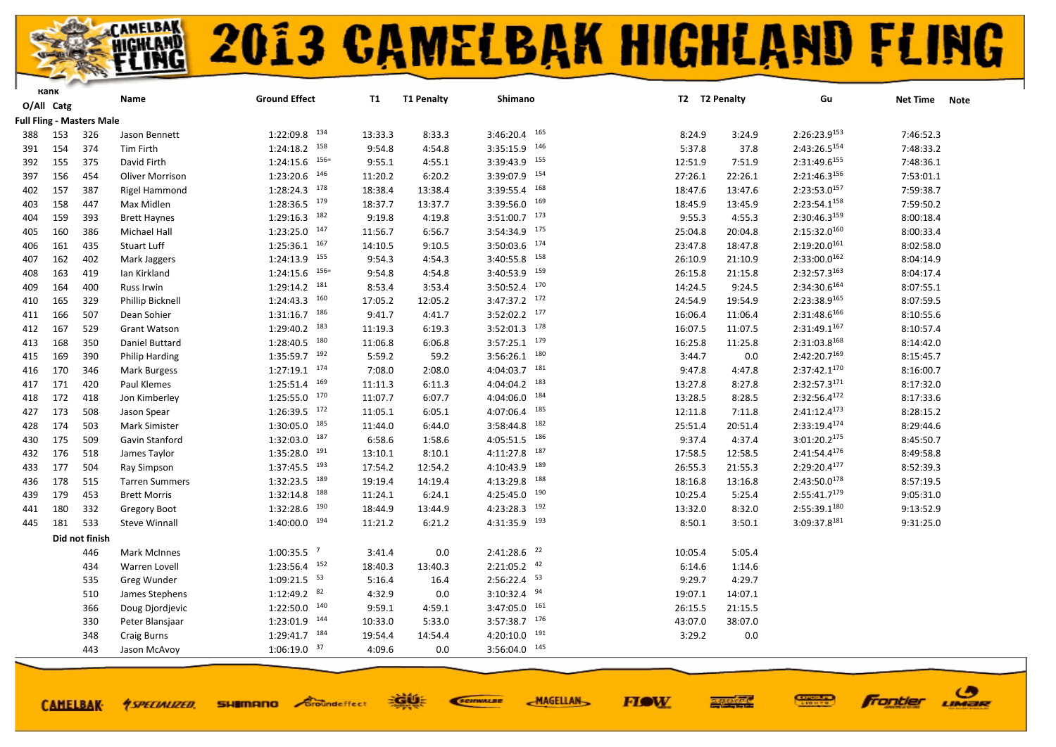# 2013 CAMELBAK HIGHLAND FLING

| Rank O/All | Catg | | Name | Ground Effect | | T1 | T1 Penalty | Shimano | | T2 | T2 Penalty | Gu | Net Time | Note |
|---|---|---|---|---|---|---|---|---|---|---|---|---|---|---|
| **Full Fling - Masters Male** | | | | | | | | | | | | | | |
| 388 | 153 | 326 | Jason Bennett | 1:22:09.8 | 134 | 13:33.3 | 8:33.3 | 3:46:20.4 | 165 | 8:24.9 | 3:24.9 | 2:26:23.9[153] | 7:46:52.3 | |
| 391 | 154 | 374 | Tim Firth | 1:24:18.2 | 158 | 9:54.8 | 4:54.8 | 3:35:15.9 | 146 | 5:37.8 | 37.8 | 2:43:26.5[154] | 7:48:33.2 | |
| 392 | 155 | 375 | David Firth | 1:24:15.6 | 156= | 9:55.1 | 4:55.1 | 3:39:43.9 | 155 | 12:51.9 | 7:51.9 | 2:31:49.6[155] | 7:48:36.1 | |
| 397 | 156 | 454 | Oliver Morrison | 1:23:20.6 | 146 | 11:20.2 | 6:20.2 | 3:39:07.9 | 154 | 27:26.1 | 22:26.1 | 2:21:46.3[156] | 7:53:01.1 | |
| 402 | 157 | 387 | Rigel Hammond | 1:28:24.3 | 178 | 18:38.4 | 13:38.4 | 3:39:55.4 | 168 | 18:47.6 | 13:47.6 | 2:23:53.0[157] | 7:59:38.7 | |
| 403 | 158 | 447 | Max Midlen | 1:28:36.5 | 179 | 18:37.7 | 13:37.7 | 3:39:56.0 | 169 | 18:45.9 | 13:45.9 | 2:23:54.1[158] | 7:59:50.2 | |
| 404 | 159 | 393 | Brett Haynes | 1:29:16.3 | 182 | 9:19.8 | 4:19.8 | 3:51:00.7 | 173 | 9:55.3 | 4:55.3 | 2:30:46.3[159] | 8:00:18.4 | |
| 405 | 160 | 386 | Michael Hall | 1:23:25.0 | 147 | 11:56.7 | 6:56.7 | 3:54:34.9 | 175 | 25:04.8 | 20:04.8 | 2:15:32.0[160] | 8:00:33.4 | |
| 406 | 161 | 435 | Stuart Luff | 1:25:36.1 | 167 | 14:10.5 | 9:10.5 | 3:50:03.6 | 174 | 23:47.8 | 18:47.8 | 2:19:20.0[161] | 8:02:58.0 | |
| 407 | 162 | 402 | Mark Jaggers | 1:24:13.9 | 155 | 9:54.3 | 4:54.3 | 3:40:55.8 | 158 | 26:10.9 | 21:10.9 | 2:33:00.0[162] | 8:04:14.9 | |
| 408 | 163 | 419 | Ian Kirkland | 1:24:15.6 | 156= | 9:54.8 | 4:54.8 | 3:40:53.9 | 159 | 26:15.8 | 21:15.8 | 2:32:57.3[163] | 8:04:17.4 | |
| 409 | 164 | 400 | Russ Irwin | 1:29:14.2 | 181 | 8:53.4 | 3:53.4 | 3:50:52.4 | 170 | 14:24.5 | 9:24.5 | 2:34:30.6[164] | 8:07:55.1 | |
| 410 | 165 | 329 | Phillip Bicknell | 1:24:43.3 | 160 | 17:05.2 | 12:05.2 | 3:47:37.2 | 172 | 24:54.9 | 19:54.9 | 2:23:38.9[165] | 8:07:59.5 | |
| 411 | 166 | 507 | Dean Sohier | 1:31:16.7 | 186 | 9:41.7 | 4:41.7 | 3:52:02.2 | 177 | 16:06.4 | 11:06.4 | 2:31:48.6[166] | 8:10:55.6 | |
| 412 | 167 | 529 | Grant Watson | 1:29:40.2 | 183 | 11:19.3 | 6:19.3 | 3:52:01.3 | 178 | 16:07.5 | 11:07.5 | 2:31:49.1[167] | 8:10:57.4 | |
| 413 | 168 | 350 | Daniel Buttard | 1:28:40.5 | 180 | 11:06.8 | 6:06.8 | 3:57:25.1 | 179 | 16:25.8 | 11:25.8 | 2:31:03.8[168] | 8:14:42.0 | |
| 415 | 169 | 390 | Philip Harding | 1:35:59.7 | 192 | 5:59.2 | 59.2 | 3:56:26.1 | 180 | 3:44.7 | 0.0 | 2:42:20.7[169] | 8:15:45.7 | |
| 416 | 170 | 346 | Mark Burgess | 1:27:19.1 | 174 | 7:08.0 | 2:08.0 | 4:04:03.7 | 181 | 9:47.8 | 4:47.8 | 2:37:42.1[170] | 8:16:00.7 | |
| 417 | 171 | 420 | Paul Klemes | 1:25:51.4 | 169 | 11:11.3 | 6:11.3 | 4:04:04.2 | 183 | 13:27.8 | 8:27.8 | 2:32:57.3[171] | 8:17:32.0 | |
| 418 | 172 | 418 | Jon Kimberley | 1:25:55.0 | 170 | 11:07.7 | 6:07.7 | 4:04:06.0 | 184 | 13:28.5 | 8:28.5 | 2:32:56.4[172] | 8:17:33.6 | |
| 427 | 173 | 508 | Jason Spear | 1:26:39.5 | 172 | 11:05.1 | 6:05.1 | 4:07:06.4 | 185 | 12:11.8 | 7:11.8 | 2:41:12.4[173] | 8:28:15.2 | |
| 428 | 174 | 503 | Mark Simister | 1:30:05.0 | 185 | 11:44.0 | 6:44.0 | 3:58:44.8 | 182 | 25:51.4 | 20:51.4 | 2:33:19.4[174] | 8:29:44.6 | |
| 430 | 175 | 509 | Gavin Stanford | 1:32:03.0 | 187 | 6:58.6 | 1:58.6 | 4:05:51.5 | 186 | 9:37.4 | 4:37.4 | 3:01:20.2[175] | 8:45:50.7 | |
| 432 | 176 | 518 | James Taylor | 1:35:28.0 | 191 | 13:10.1 | 8:10.1 | 4:11:27.8 | 187 | 17:58.5 | 12:58.5 | 2:41:54.4[176] | 8:49:58.8 | |
| 433 | 177 | 504 | Ray Simpson | 1:37:45.5 | 193 | 17:54.2 | 12:54.2 | 4:10:43.9 | 189 | 26:55.3 | 21:55.3 | 2:29:20.4[177] | 8:52:39.3 | |
| 436 | 178 | 515 | Tarren Summers | 1:32:23.5 | 189 | 19:19.4 | 14:19.4 | 4:13:29.8 | 188 | 18:16.8 | 13:16.8 | 2:43:50.0[178] | 8:57:19.5 | |
| 439 | 179 | 453 | Brett Morris | 1:32:14.8 | 188 | 11:24.1 | 6:24.1 | 4:25:45.0 | 190 | 10:25.4 | 5:25.4 | 2:55:41.7[179] | 9:05:31.0 | |
| 441 | 180 | 332 | Gregory Boot | 1:32:28.6 | 190 | 18:44.9 | 13:44.9 | 4:23:28.3 | 192 | 13:32.0 | 8:32.0 | 2:55:39.1[180] | 9:13:52.9 | |
| 445 | 181 | 533 | Steve Winnall | 1:40:00.0 | 194 | 11:21.2 | 6:21.2 | 4:31:35.9 | 193 | 8:50.1 | 3:50.1 | 3:09:37.8[181] | 9:31:25.0 | |
| | **Did not finish** | | | | | | | | | | | | | |
| | | 446 | Mark McInnes | 1:00:35.5 | 7 | 3:41.4 | 0.0 | 2:41:28.6 | 22 | 10:05.4 | 5:05.4 | | | |
| | | 434 | Warren Lovell | 1:23:56.4 | 152 | 18:40.3 | 13:40.3 | 2:21:05.2 | 42 | 6:14.6 | 1:14.6 | | | |
| | | 535 | Greg Wunder | 1:09:21.5 | 53 | 5:16.4 | 16.4 | 2:56:22.4 | 53 | 9:29.7 | 4:29.7 | | | |
| | | 510 | James Stephens | 1:12:49.2 | 82 | 4:32.9 | 0.0 | 3:10:32.4 | 94 | 19:07.1 | 14:07.1 | | | |
| | | 366 | Doug Djordjevic | 1:22:50.0 | 140 | 9:59.1 | 4:59.1 | 3:47:05.0 | 161 | 26:15.5 | 21:15.5 | | | |
| | | 330 | Peter Blansjaar | 1:23:01.9 | 144 | 10:33.0 | 5:33.0 | 3:57:38.7 | 176 | 43:07.0 | 38:07.0 | | | |
| | | 348 | Craig Burns | 1:29:41.7 | 184 | 19:54.4 | 14:54.4 | 4:20:10.0 | 191 | 3:29.2 | 0.0 | | | |
| | | 443 | Jason McAvoy | 1:06:19.0 | 37 | 4:09.6 | 0.0 | 3:56:04.0 | 145 | | | | | |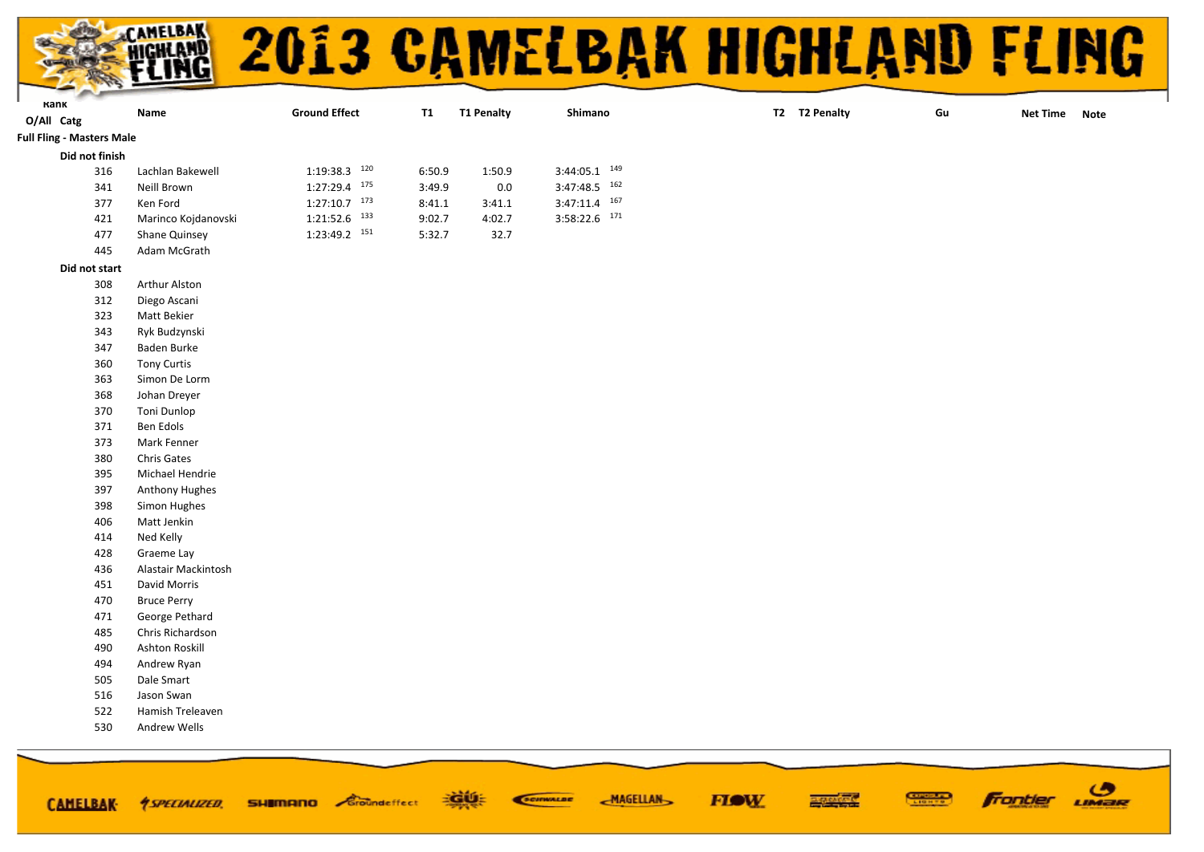# 2013 CAMELBAK HIGHLAND FLING

| Rank O/All | Catg | Name | Ground Effect | | T1 | T1 Penalty | Shimano | | T2 | T2 Penalty | Gu | Net Time | Note |
|---|---|---|---|---|---|---|---|---|---|---|---|---|---|
| **Full Fling - Masters Male** | | | | | | | | | | | | | |
| **Did not finish** | | | | | | | | | | | | | |
| | 316 | Lachlan Bakewell | 1:19:38.3 | 120 | 6:50.9 | 1:50.9 | 3:44:05.1 | 149 | | | | | |
| | 341 | Neill Brown | 1:27:29.4 | 175 | 3:49.9 | 0.0 | 3:47:48.5 | 162 | | | | | |
| | 377 | Ken Ford | 1:27:10.7 | 173 | 8:41.1 | 3:41.1 | 3:47:11.4 | 167 | | | | | |
| | 421 | Marinco Kojdanovski | 1:21:52.6 | 133 | 9:02.7 | 4:02.7 | 3:58:22.6 | 171 | | | | | |
| | 477 | Shane Quinsey | 1:23:49.2 | 151 | 5:32.7 | 32.7 | | | | | | | |
| | 445 | Adam McGrath | | | | | | | | | | | |
| **Did not start** | | | | | | | | | | | | | |
| | 308 | Arthur Alston | | | | | | | | | | | |
| | 312 | Diego Ascani | | | | | | | | | | | |
| | 323 | Matt Bekier | | | | | | | | | | | |
| | 343 | Ryk Budzynski | | | | | | | | | | | |
| | 347 | Baden Burke | | | | | | | | | | | |
| | 360 | Tony Curtis | | | | | | | | | | | |
| | 363 | Simon De Lorm | | | | | | | | | | | |
| | 368 | Johan Dreyer | | | | | | | | | | | |
| | 370 | Toni Dunlop | | | | | | | | | | | |
| | 371 | Ben Edols | | | | | | | | | | | |
| | 373 | Mark Fenner | | | | | | | | | | | |
| | 380 | Chris Gates | | | | | | | | | | | |
| | 395 | Michael Hendrie | | | | | | | | | | | |
| | 397 | Anthony Hughes | | | | | | | | | | | |
| | 398 | Simon Hughes | | | | | | | | | | | |
| | 406 | Matt Jenkin | | | | | | | | | | | |
| | 414 | Ned Kelly | | | | | | | | | | | |
| | 428 | Graeme Lay | | | | | | | | | | | |
| | 436 | Alastair Mackintosh | | | | | | | | | | | |
| | 451 | David Morris | | | | | | | | | | | |
| | 470 | Bruce Perry | | | | | | | | | | | |
| | 471 | George Pethard | | | | | | | | | | | |
| | 485 | Chris Richardson | | | | | | | | | | | |
| | 490 | Ashton Roskill | | | | | | | | | | | |
| | 494 | Andrew Ryan | | | | | | | | | | | |
| | 505 | Dale Smart | | | | | | | | | | | |
| | 516 | Jason Swan | | | | | | | | | | | |
| | 522 | Hamish Treleaven | | | | | | | | | | | |
| | 530 | Andrew Wells | | | | | | | | | | | |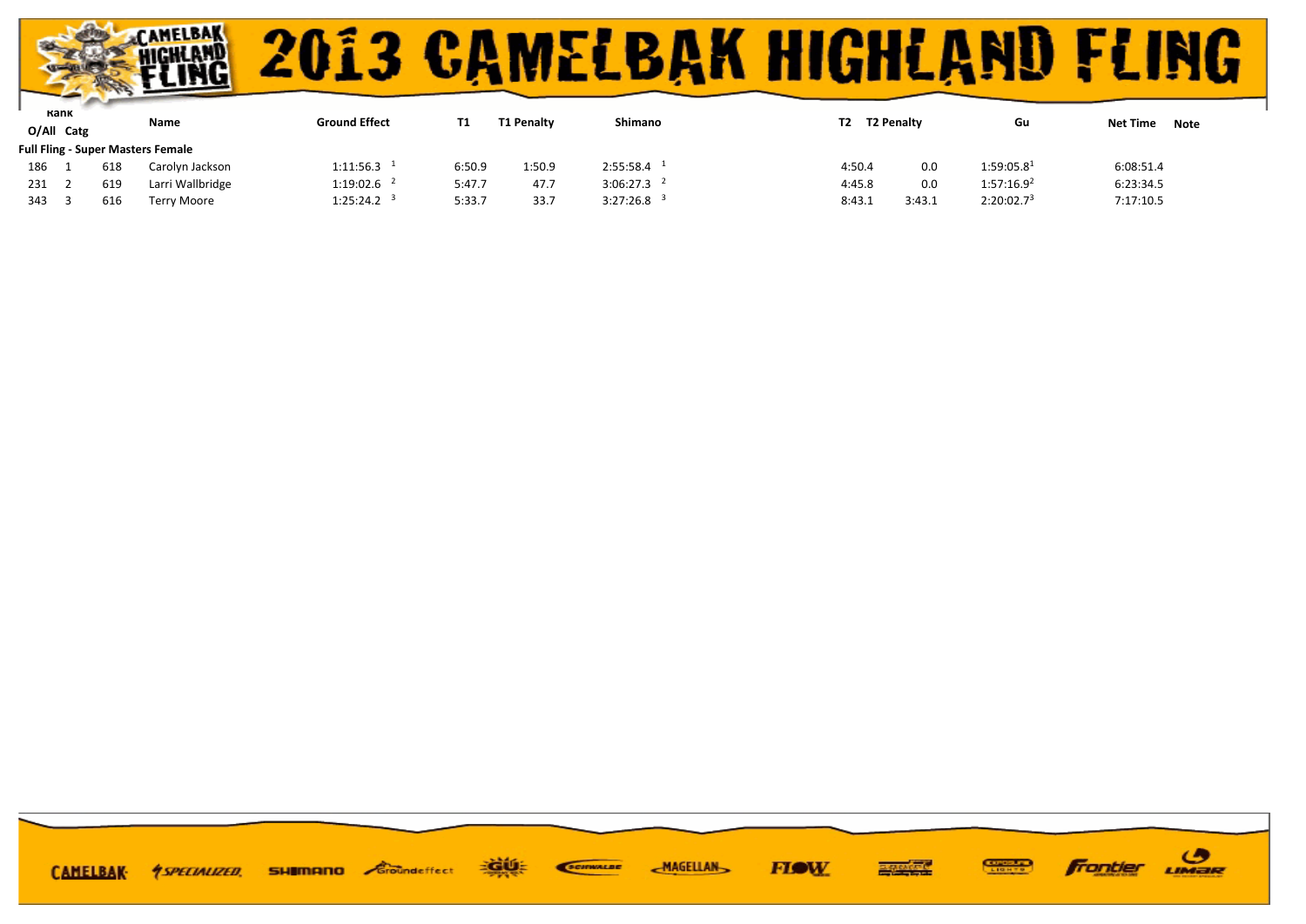# 2013 CAMELBAK HIGHLAND FLING

| Rank O/All | Rank Catg | | Name | Ground Effect | T1 | T1 Penalty | Shimano | T2 | T2 Penalty | Gu | Net Time | Note |
|---|---|---|---|---|---|---|---|---|---|---|---|---|
| **Full Fling - Super Masters Female** | | | | | | | | | | | | |
| 186 | 1 | 618 | Carolyn Jackson | 1:11:56.3 [1] | 6:50.9 | 1:50.9 | 2:55:58.4 [1] | 4:50.4 | 0.0 | 1:59:05.8[1] | 6:08:51.4 | |
| 231 | 2 | 619 | Larri Wallbridge | 1:19:02.6 [2] | 5:47.7 | 47.7 | 3:06:27.3 [2] | 4:45.8 | 0.0 | 1:57:16.9[2] | 6:23:34.5 | |
| 343 | 3 | 616 | Terry Moore | 1:25:24.2 [3] | 5:33.7 | 33.7 | 3:27:26.8 [3] | 8:43.1 | 3:43.1 | 2:20:02.7[3] | 7:17:10.5 | |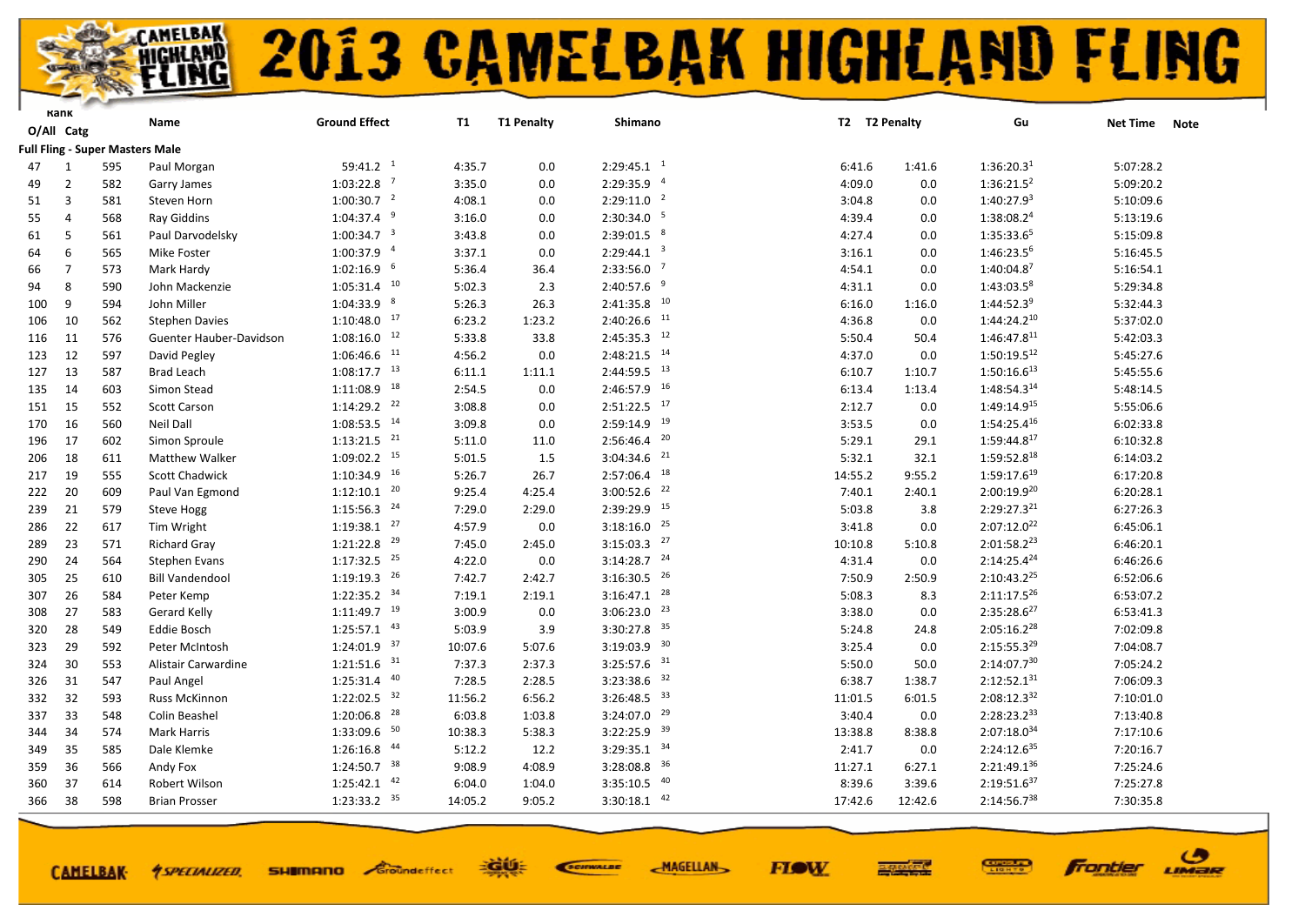# 2013 CAMELBAK HIGHLAND FLING

| Rank O/All | Rank Catg | | Name | Ground Effect | | T1 | T1 Penalty | Shimano | | T2 | T2 Penalty | Gu | Net Time | Note |
|---|---|---|---|---|---|---|---|---|---|---|---|---|---|---|
| **Full Fling - Super Masters Male** | | | | | | | | | | | | | | |
| 47 | 1 | 595 | Paul Morgan | 59:41.2 | 1 | 4:35.7 | 0.0 | 2:29:45.1 | 1 | 6:41.6 | 1:41.6 | 1:36:20.3 [1] | 5:07:28.2 | |
| 49 | 2 | 582 | Garry James | 1:03:22.8 | 7 | 3:35.0 | 0.0 | 2:29:35.9 | 4 | 4:09.0 | 0.0 | 1:36:21.5 [2] | 5:09:20.2 | |
| 51 | 3 | 581 | Steven Horn | 1:00:30.7 | 2 | 4:08.1 | 0.0 | 2:29:11.0 | 2 | 3:04.8 | 0.0 | 1:40:27.9 [3] | 5:10:09.6 | |
| 55 | 4 | 568 | Ray Giddins | 1:04:37.4 | 9 | 3:16.0 | 0.0 | 2:30:34.0 | 5 | 4:39.4 | 0.0 | 1:38:08.2 [4] | 5:13:19.6 | |
| 61 | 5 | 561 | Paul Darvodelsky | 1:00:34.7 | 3 | 3:43.8 | 0.0 | 2:39:01.5 | 8 | 4:27.4 | 0.0 | 1:35:33.6 [5] | 5:15:09.8 | |
| 64 | 6 | 565 | Mike Foster | 1:00:37.9 | 4 | 3:37.1 | 0.0 | 2:29:44.1 | 3 | 3:16.1 | 0.0 | 1:46:23.5 [6] | 5:16:45.5 | |
| 66 | 7 | 573 | Mark Hardy | 1:02:16.9 | 6 | 5:36.4 | 36.4 | 2:33:56.0 | 7 | 4:54.1 | 0.0 | 1:40:04.8 [7] | 5:16:54.1 | |
| 94 | 8 | 590 | John Mackenzie | 1:05:31.4 | 10 | 5:02.3 | 2.3 | 2:40:57.6 | 9 | 4:31.1 | 0.0 | 1:43:03.5 [8] | 5:29:34.8 | |
| 100 | 9 | 594 | John Miller | 1:04:33.9 | 8 | 5:26.3 | 26.3 | 2:41:35.8 | 10 | 6:16.0 | 1:16.0 | 1:44:52.3 [9] | 5:32:44.3 | |
| 106 | 10 | 562 | Stephen Davies | 1:10:48.0 | 17 | 6:23.2 | 1:23.2 | 2:40:26.6 | 11 | 4:36.8 | 0.0 | 1:44:24.2 [10] | 5:37:02.0 | |
| 116 | 11 | 576 | Guenter Hauber-Davidson | 1:08:16.0 | 12 | 5:33.8 | 33.8 | 2:45:35.3 | 12 | 5:50.4 | 50.4 | 1:46:47.8 [11] | 5:42:03.3 | |
| 123 | 12 | 597 | David Pegley | 1:06:46.6 | 11 | 4:56.2 | 0.0 | 2:48:21.5 | 14 | 4:37.0 | 0.0 | 1:50:19.5 [12] | 5:45:27.6 | |
| 127 | 13 | 587 | Brad Leach | 1:08:17.7 | 13 | 6:11.1 | 1:11.1 | 2:44:59.5 | 13 | 6:10.7 | 1:10.7 | 1:50:16.6 [13] | 5:45:55.6 | |
| 135 | 14 | 603 | Simon Stead | 1:11:08.9 | 18 | 2:54.5 | 0.0 | 2:46:57.9 | 16 | 6:13.4 | 1:13.4 | 1:48:54.3 [14] | 5:48:14.5 | |
| 151 | 15 | 552 | Scott Carson | 1:14:29.2 | 22 | 3:08.8 | 0.0 | 2:51:22.5 | 17 | 2:12.7 | 0.0 | 1:49:14.9 [15] | 5:55:06.6 | |
| 170 | 16 | 560 | Neil Dall | 1:08:53.5 | 14 | 3:09.8 | 0.0 | 2:59:14.9 | 19 | 3:53.5 | 0.0 | 1:54:25.4 [16] | 6:02:33.8 | |
| 196 | 17 | 602 | Simon Sproule | 1:13:21.5 | 21 | 5:11.0 | 11.0 | 2:56:46.4 | 20 | 5:29.1 | 29.1 | 1:59:44.8 [17] | 6:10:32.8 | |
| 206 | 18 | 611 | Matthew Walker | 1:09:02.2 | 15 | 5:01.5 | 1.5 | 3:04:34.6 | 21 | 5:32.1 | 32.1 | 1:59:52.8 [18] | 6:14:03.2 | |
| 217 | 19 | 555 | Scott Chadwick | 1:10:34.9 | 16 | 5:26.7 | 26.7 | 2:57:06.4 | 18 | 14:55.2 | 9:55.2 | 1:59:17.6 [19] | 6:17:20.8 | |
| 222 | 20 | 609 | Paul Van Egmond | 1:12:10.1 | 20 | 9:25.4 | 4:25.4 | 3:00:52.6 | 22 | 7:40.1 | 2:40.1 | 2:00:19.9 [20] | 6:20:28.1 | |
| 239 | 21 | 579 | Steve Hogg | 1:15:56.3 | 24 | 7:29.0 | 2:29.0 | 2:39:29.9 | 15 | 5:03.8 | 3.8 | 2:29:27.3 [21] | 6:27:26.3 | |
| 286 | 22 | 617 | Tim Wright | 1:19:38.1 | 27 | 4:57.9 | 0.0 | 3:18:16.0 | 25 | 3:41.8 | 0.0 | 2:07:12.0 [22] | 6:45:06.1 | |
| 289 | 23 | 571 | Richard Gray | 1:21:22.8 | 29 | 7:45.0 | 2:45.0 | 3:15:03.3 | 27 | 10:10.8 | 5:10.8 | 2:01:58.2 [23] | 6:46:20.1 | |
| 290 | 24 | 564 | Stephen Evans | 1:17:32.5 | 25 | 4:22.0 | 0.0 | 3:14:28.7 | 24 | 4:31.4 | 0.0 | 2:14:25.4 [24] | 6:46:26.6 | |
| 305 | 25 | 610 | Bill Vandendool | 1:19:19.3 | 26 | 7:42.7 | 2:42.7 | 3:16:30.5 | 26 | 7:50.9 | 2:50.9 | 2:10:43.2 [25] | 6:52:06.6 | |
| 307 | 26 | 584 | Peter Kemp | 1:22:35.2 | 34 | 7:19.1 | 2:19.1 | 3:16:47.1 | 28 | 5:08.3 | 8.3 | 2:11:17.5 [26] | 6:53:07.2 | |
| 308 | 27 | 583 | Gerard Kelly | 1:11:49.7 | 19 | 3:00.9 | 0.0 | 3:06:23.0 | 23 | 3:38.0 | 0.0 | 2:35:28.6 [27] | 6:53:41.3 | |
| 320 | 28 | 549 | Eddie Bosch | 1:25:57.1 | 43 | 5:03.9 | 3.9 | 3:30:27.8 | 35 | 5:24.8 | 24.8 | 2:05:16.2 [28] | 7:02:09.8 | |
| 323 | 29 | 592 | Peter McIntosh | 1:24:01.9 | 37 | 10:07.6 | 5:07.6 | 3:19:03.9 | 30 | 3:25.4 | 0.0 | 2:15:55.3 [29] | 7:04:08.7 | |
| 324 | 30 | 553 | Alistair Carwardine | 1:21:51.6 | 31 | 7:37.3 | 2:37.3 | 3:25:57.6 | 31 | 5:50.0 | 50.0 | 2:14:07.7 [30] | 7:05:24.2 | |
| 326 | 31 | 547 | Paul Angel | 1:25:31.4 | 40 | 7:28.5 | 2:28.5 | 3:23:38.6 | 32 | 6:38.7 | 1:38.7 | 2:12:52.1 [31] | 7:06:09.3 | |
| 332 | 32 | 593 | Russ McKinnon | 1:22:02.5 | 32 | 11:56.2 | 6:56.2 | 3:26:48.5 | 33 | 11:01.5 | 6:01.5 | 2:08:12.3 [32] | 7:10:01.0 | |
| 337 | 33 | 548 | Colin Beashel | 1:20:06.8 | 28 | 6:03.8 | 1:03.8 | 3:24:07.0 | 29 | 3:40.4 | 0.0 | 2:28:23.2 [33] | 7:13:40.8 | |
| 344 | 34 | 574 | Mark Harris | 1:33:09.6 | 50 | 10:38.3 | 5:38.3 | 3:22:25.9 | 39 | 13:38.8 | 8:38.8 | 2:07:18.0 [34] | 7:17:10.6 | |
| 349 | 35 | 585 | Dale Klemke | 1:26:16.8 | 44 | 5:12.2 | 12.2 | 3:29:35.1 | 34 | 2:41.7 | 0.0 | 2:24:12.6 [35] | 7:20:16.7 | |
| 359 | 36 | 566 | Andy Fox | 1:24:50.7 | 38 | 9:08.9 | 4:08.9 | 3:28:08.8 | 36 | 11:27.1 | 6:27.1 | 2:21:49.1 [36] | 7:25:24.6 | |
| 360 | 37 | 614 | Robert Wilson | 1:25:42.1 | 42 | 6:04.0 | 1:04.0 | 3:35:10.5 | 40 | 8:39.6 | 3:39.6 | 2:19:51.6 [37] | 7:25:27.8 | |
| 366 | 38 | 598 | Brian Prosser | 1:23:33.2 | 35 | 14:05.2 | 9:05.2 | 3:30:18.1 | 42 | 17:42.6 | 12:42.6 | 2:14:56.7 [38] | 7:30:35.8 | |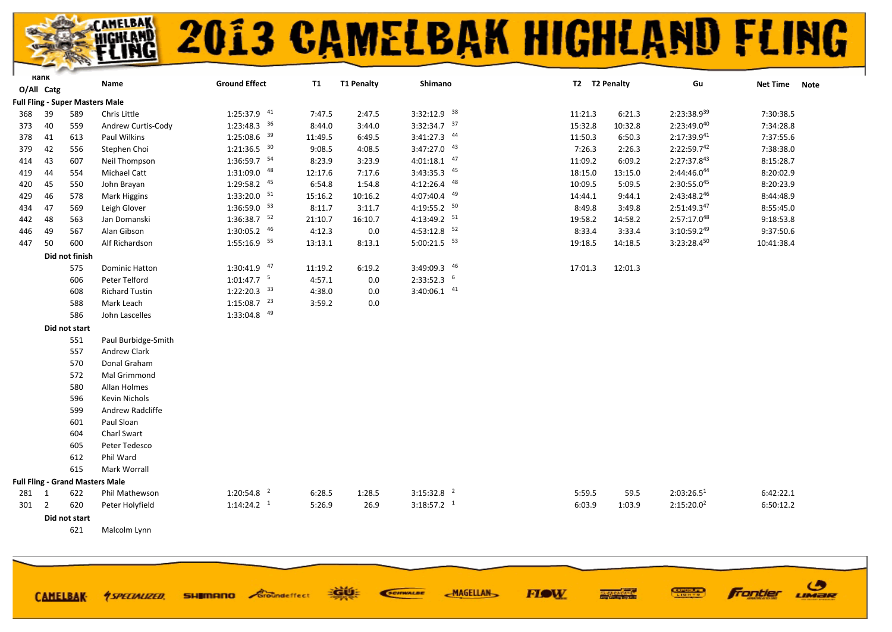# 2013 CAMELBAK HIGHLAND FLING

| Rank O/All | Catg | | Name | Ground Effect | T1 | T1 Penalty | Shimano | T2 | T2 Penalty | Gu | Net Time | Note |
|---|---|---|---|---|---|---|---|---|---|---|---|---|
| **Full Fling - Super Masters Male** | | | | | | | | | | | | |
| 368 | 39 | 589 | Chris Little | 1:25:37.9 [41] | 7:47.5 | 2:47.5 | 3:32:12.9 [38] | 11:21.3 | 6:21.3 | 2:23:38.9 [39] | 7:30:38.5 | |
| 373 | 40 | 559 | Andrew Curtis-Cody | 1:23:48.3 [36] | 8:44.0 | 3:44.0 | 3:32:34.7 [37] | 15:32.8 | 10:32.8 | 2:23:49.0 [40] | 7:34:28.8 | |
| 378 | 41 | 613 | Paul Wilkins | 1:25:08.6 [39] | 11:49.5 | 6:49.5 | 3:41:27.3 [44] | 11:50.3 | 6:50.3 | 2:17:39.9 [41] | 7:37:55.6 | |
| 379 | 42 | 556 | Stephen Choi | 1:21:36.5 [30] | 9:08.5 | 4:08.5 | 3:47:27.0 [43] | 7:26.3 | 2:26.3 | 2:22:59.7 [42] | 7:38:38.0 | |
| 414 | 43 | 607 | Neil Thompson | 1:36:59.7 [54] | 8:23.9 | 3:23.9 | 4:01:18.1 [47] | 11:09.2 | 6:09.2 | 2:27:37.8 [43] | 8:15:28.7 | |
| 419 | 44 | 554 | Michael Catt | 1:31:09.0 [48] | 12:17.6 | 7:17.6 | 3:43:35.3 [45] | 18:15.0 | 13:15.0 | 2:44:46.0 [44] | 8:20:02.9 | |
| 420 | 45 | 550 | John Brayan | 1:29:58.2 [45] | 6:54.8 | 1:54.8 | 4:12:26.4 [48] | 10:09.5 | 5:09.5 | 2:30:55.0 [45] | 8:20:23.9 | |
| 429 | 46 | 578 | Mark Higgins | 1:33:20.0 [51] | 15:16.2 | 10:16.2 | 4:07:40.4 [49] | 14:44.1 | 9:44.1 | 2:43:48.2 [46] | 8:44:48.9 | |
| 434 | 47 | 569 | Leigh Glover | 1:36:59.0 [53] | 8:11.7 | 3:11.7 | 4:19:55.2 [50] | 8:49.8 | 3:49.8 | 2:51:49.3 [47] | 8:55:45.0 | |
| 442 | 48 | 563 | Jan Domanski | 1:36:38.7 [52] | 21:10.7 | 16:10.7 | 4:13:49.2 [51] | 19:58.2 | 14:58.2 | 2:57:17.0 [48] | 9:18:53.8 | |
| 446 | 49 | 567 | Alan Gibson | 1:30:05.2 [46] | 4:12.3 | 0.0 | 4:53:12.8 [52] | 8:33.4 | 3:33.4 | 3:10:59.2 [49] | 9:37:50.6 | |
| 447 | 50 | 600 | Alf Richardson | 1:55:16.9 [55] | 13:13.1 | 8:13.1 | 5:00:21.5 [53] | 19:18.5 | 14:18.5 | 3:23:28.4 [50] | 10:41:38.4 | |
| | **Did not finish** | | | | | | | | | | | |
| | | 575 | Dominic Hatton | 1:30:41.9 [47] | 11:19.2 | 6:19.2 | 3:49:09.3 [46] | 17:01.3 | 12:01.3 | | | |
| | | 606 | Peter Telford | 1:01:47.7 [5] | 4:57.1 | 0.0 | 2:33:52.3 [6] | | | | | |
| | | 608 | Richard Tustin | 1:22:20.3 [33] | 4:38.0 | 0.0 | 3:40:06.1 [41] | | | | | |
| | | 588 | Mark Leach | 1:15:08.7 [23] | 3:59.2 | 0.0 | | | | | | |
| | | 586 | John Lascelles | 1:33:04.8 [49] | | | | | | | | |
| | **Did not start** | | | | | | | | | | | |
| | | 551 | Paul Burbidge-Smith | | | | | | | | | |
| | | 557 | Andrew Clark | | | | | | | | | |
| | | 570 | Donal Graham | | | | | | | | | |
| | | 572 | Mal Grimmond | | | | | | | | | |
| | | 580 | Allan Holmes | | | | | | | | | |
| | | 596 | Kevin Nichols | | | | | | | | | |
| | | 599 | Andrew Radcliffe | | | | | | | | | |
| | | 601 | Paul Sloan | | | | | | | | | |
| | | 604 | Charl Swart | | | | | | | | | |
| | | 605 | Peter Tedesco | | | | | | | | | |
| | | 612 | Phil Ward | | | | | | | | | |
| | | 615 | Mark Worrall | | | | | | | | | |
| **Full Fling - Grand Masters Male** | | | | | | | | | | | | |
| 281 | 1 | 622 | Phil Mathewson | 1:20:54.8 [2] | 6:28.5 | 1:28.5 | 3:15:32.8 [2] | 5:59.5 | 59.5 | 2:03:26.5 [1] | 6:42:22.1 | |
| 301 | 2 | 620 | Peter Holyfield | 1:14:24.2 [1] | 5:26.9 | 26.9 | 3:18:57.2 [1] | 6:03.9 | 1:03.9 | 2:15:20.0 [2] | 6:50:12.2 | |
| | **Did not start** | | | | | | | | | | | |
| | | 621 | Malcolm Lynn | | | | | | | | | |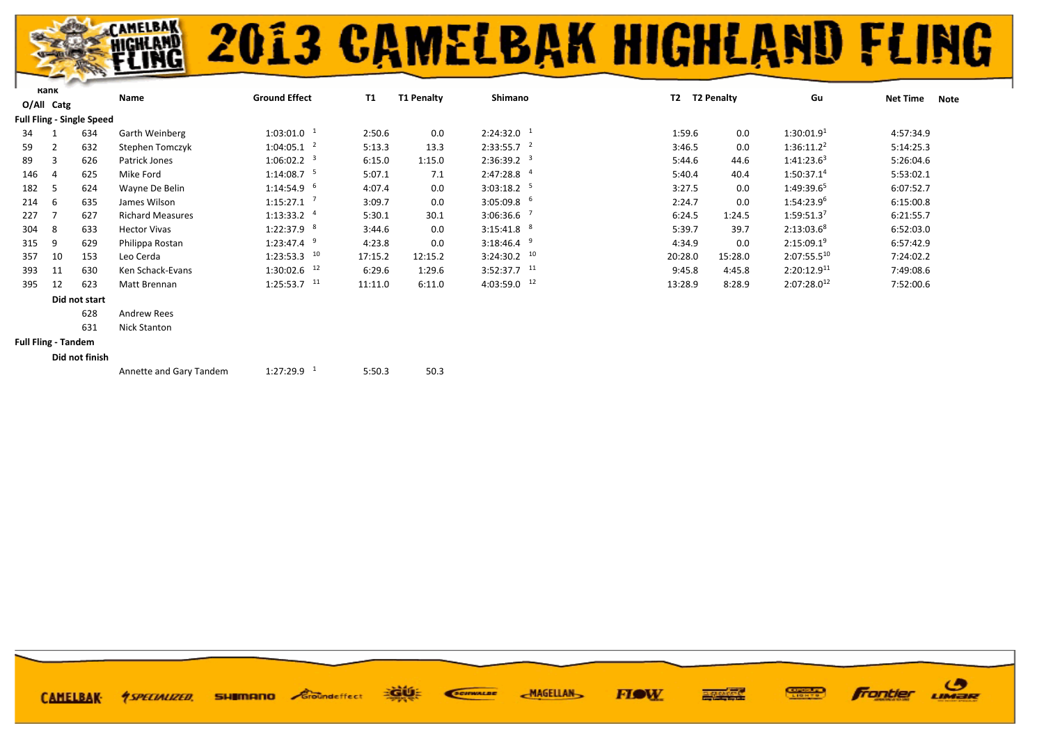# 2013 CAMELBAK HIGHLAND FLING

| Rank O/All | Rank Catg | | Name | Ground Effect | T1 | T1 Penalty | Shimano | T2 | T2 Penalty | Gu | Net Time | Note |
|---|---|---|---|---|---|---|---|---|---|---|---|---|
| **Full Fling - Single Speed** | | | | | | | | | | | | |
| 34 | 1 | 634 | Garth Weinberg | 1:03:01.0 [1] | 2:50.6 | 0.0 | 2:24:32.0 [1] | 1:59.6 | 0.0 | 1:30:01.9[1] | 4:57:34.9 | |
| 59 | 2 | 632 | Stephen Tomczyk | 1:04:05.1 [2] | 5:13.3 | 13.3 | 2:33:55.7 [2] | 3:46.5 | 0.0 | 1:36:11.2[2] | 5:14:25.3 | |
| 89 | 3 | 626 | Patrick Jones | 1:06:02.2 [3] | 6:15.0 | 1:15.0 | 2:36:39.2 [3] | 5:44.6 | 44.6 | 1:41:23.6[3] | 5:26:04.6 | |
| 146 | 4 | 625 | Mike Ford | 1:14:08.7 [5] | 5:07.1 | 7.1 | 2:47:28.8 [4] | 5:40.4 | 40.4 | 1:50:37.1[4] | 5:53:02.1 | |
| 182 | 5 | 624 | Wayne De Belin | 1:14:54.9 [6] | 4:07.4 | 0.0 | 3:03:18.2 [5] | 3:27.5 | 0.0 | 1:49:39.6[5] | 6:07:52.7 | |
| 214 | 6 | 635 | James Wilson | 1:15:27.1 [7] | 3:09.7 | 0.0 | 3:05:09.8 [6] | 2:24.7 | 0.0 | 1:54:23.9[6] | 6:15:00.8 | |
| 227 | 7 | 627 | Richard Measures | 1:13:33.2 [4] | 5:30.1 | 30.1 | 3:06:36.6 [7] | 6:24.5 | 1:24.5 | 1:59:51.3[7] | 6:21:55.7 | |
| 304 | 8 | 633 | Hector Vivas | 1:22:37.9 [8] | 3:44.6 | 0.0 | 3:15:41.8 [8] | 5:39.7 | 39.7 | 2:13:03.6[8] | 6:52:03.0 | |
| 315 | 9 | 629 | Philippa Rostan | 1:23:47.4 [9] | 4:23.8 | 0.0 | 3:18:46.4 [9] | 4:34.9 | 0.0 | 2:15:09.1[9] | 6:57:42.9 | |
| 357 | 10 | 153 | Leo Cerda | 1:23:53.3 [10] | 17:15.2 | 12:15.2 | 3:24:30.2 [10] | 20:28.0 | 15:28.0 | 2:07:55.5[10] | 7:24:02.2 | |
| 393 | 11 | 630 | Ken Schack-Evans | 1:30:02.6 [12] | 6:29.6 | 1:29.6 | 3:52:37.7 [11] | 9:45.8 | 4:45.8 | 2:20:12.9[11] | 7:49:08.6 | |
| 395 | 12 | 623 | Matt Brennan | 1:25:53.7 [11] | 11:11.0 | 6:11.0 | 4:03:59.0 [12] | 13:28.9 | 8:28.9 | 2:07:28.0[12] | 7:52:00.6 | |
| | **Did not start** | | | | | | | | | | | |
| | | 628 | Andrew Rees | | | | | | | | | |
| | | 631 | Nick Stanton | | | | | | | | | |
| **Full Fling - Tandem** | | | | | | | | | | | | |
| | **Did not finish** | | | | | | | | | | | |
| | | | Annette and Gary Tandem | 1:27:29.9 [1] | 5:50.3 | 50.3 | | | | | | |